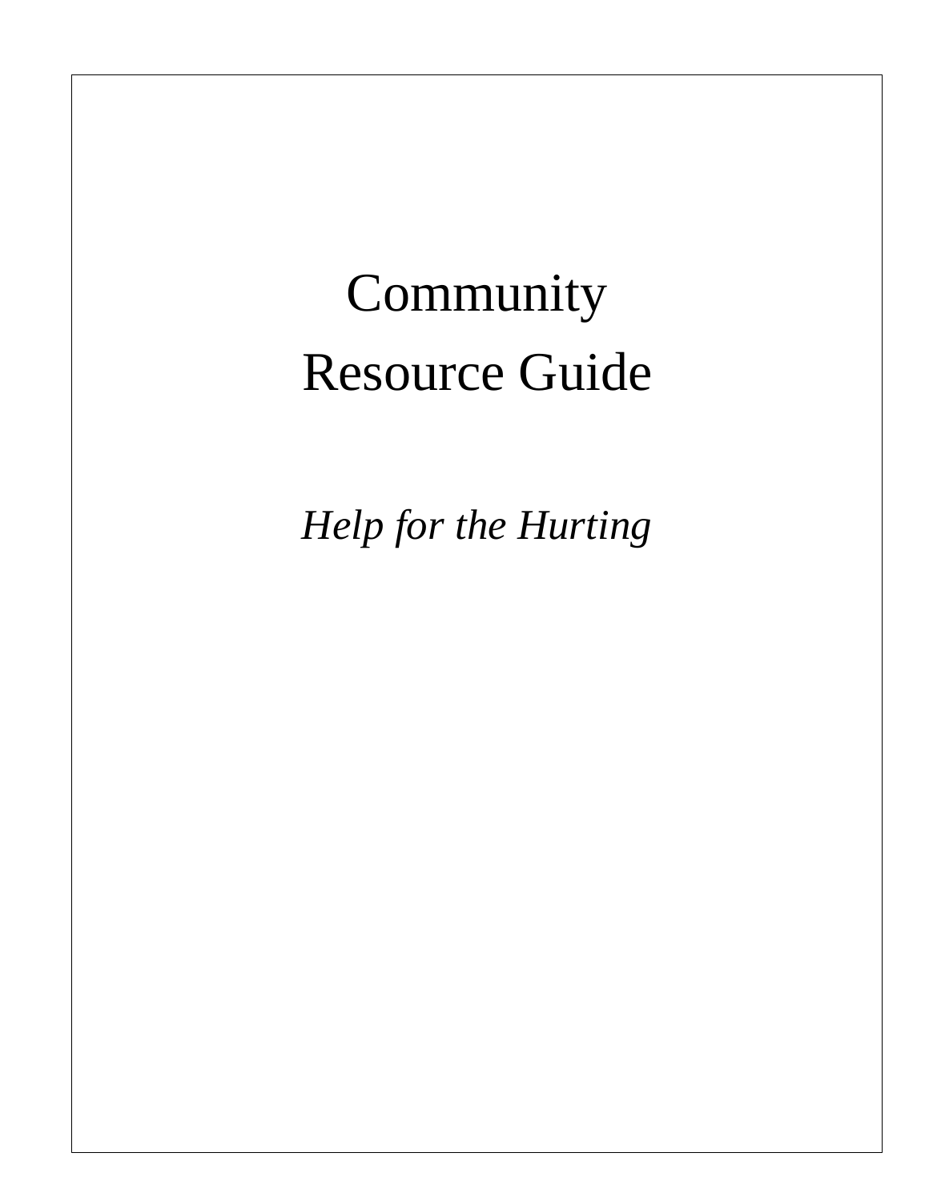# Community Resource Guide

*Help for the Hurting*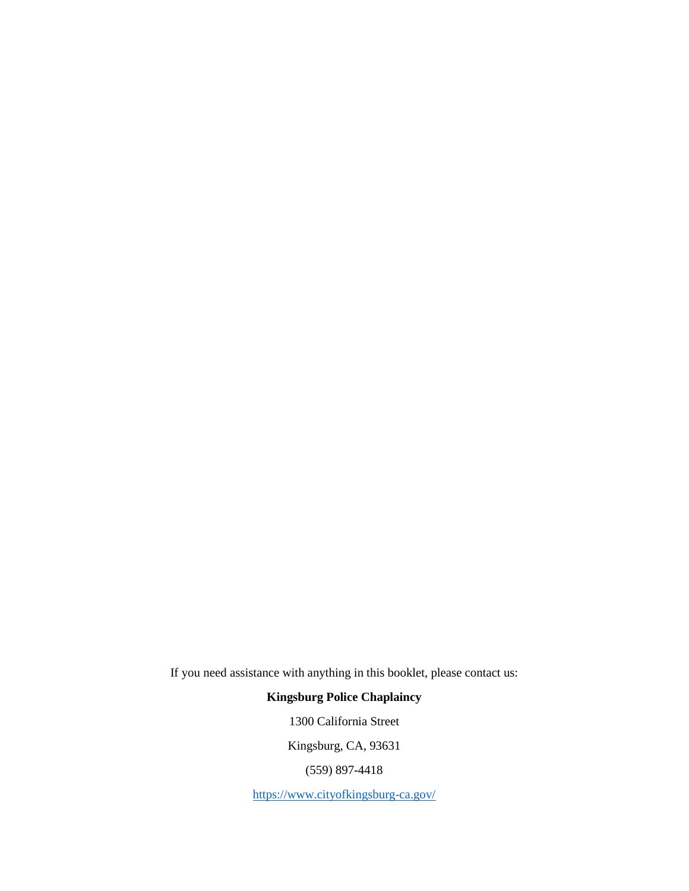If you need assistance with anything in this booklet, please contact us:

**Kingsburg Police Chaplaincy**

1300 California Street

Kingsburg, CA, 93631

(559) 897-4418

https://www.cityofkingsburg-ca.gov/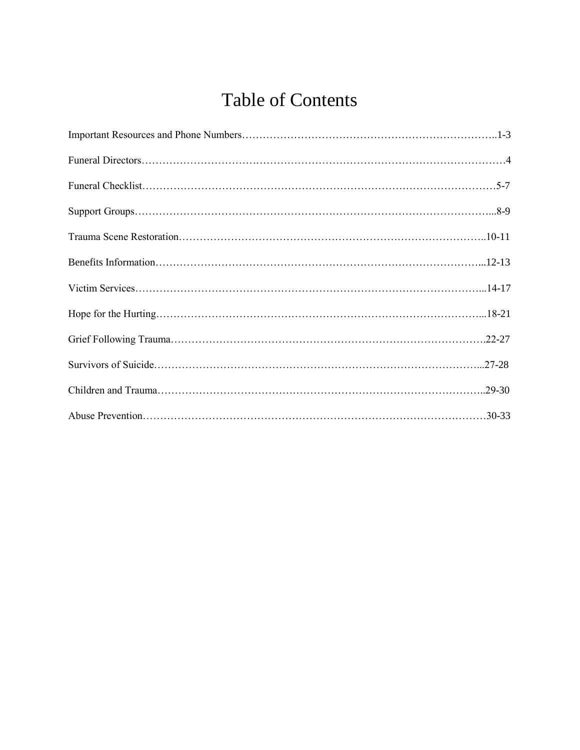# Table of Contents

Important Resources and Phone Numbers……………………………………………………………..1-3

Funeral Directors……………………………………………………………………………………4

Funeral Checklist…………………………………………………………………………………5-7

Support Groups……………………………………………………………………………………...8-9

Trauma Scene Restoration…………………………………………………………………………..10-11

Benefits Information………………………………………………………………………………...12-13

Victim Services……………………………………………………………………………………...14-17

Hope for the Hurting………………………………………………………………………………...18-21

Grief Following Trauma…………………………………………………………………………….22-27

Survivors of Suicide………………………………………………………………………………...27-28

Children and Trauma………………………………………………………………………………..29-30

Abuse Prevention……………………………………………………………………………………30-33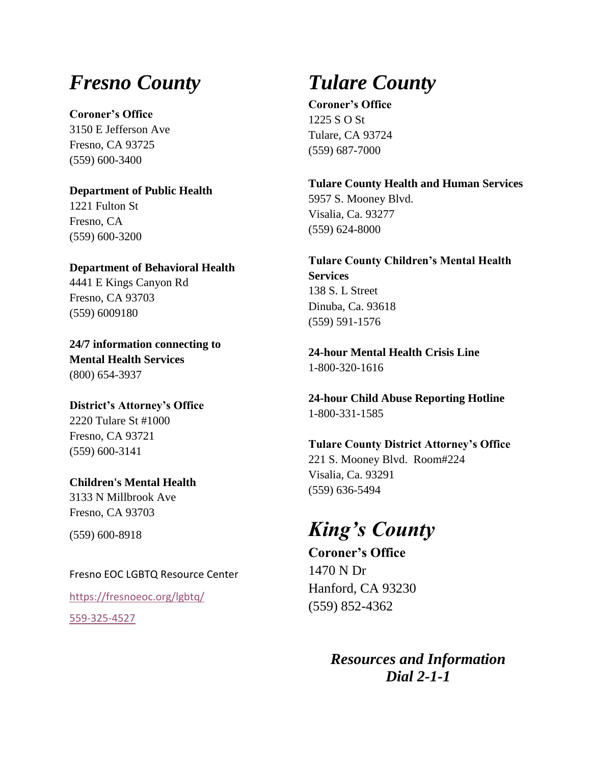# *Fresno County*

**Coroner's Office**
3150 E Jefferson Ave
Fresno, CA 93725
(559) 600-3400

**Department of Public Health**
1221 Fulton St
Fresno, CA
(559) 600-3200

**Department of Behavioral Health**
4441 E Kings Canyon Rd
Fresno, CA 93703
(559) 6009180

**24/7 information connecting to Mental Health Services**
(800) 654-3937

**District's Attorney's Office**
2220 Tulare St #1000
Fresno, CA 93721
(559) 600-3141

**Children's Mental Health**
3133 N Millbrook Ave
Fresno, CA 93703
(559) 600-8918

Fresno EOC LGBTQ Resource Center
https://fresnoeoc.org/lgbtq/
559-325-4527

# *Tulare County*

**Coroner's Office**
1225 S O St
Tulare, CA 93724
(559) 687-7000

**Tulare County Health and Human Services**
5957 S. Mooney Blvd.
Visalia, Ca. 93277
(559) 624-8000

**Tulare County Children's Mental Health Services**
138 S. L Street
Dinuba, Ca. 93618
(559) 591-1576

**24-hour Mental Health Crisis Line**
1-800-320-1616

**24-hour Child Abuse Reporting Hotline**
1-800-331-1585

**Tulare County District Attorney's Office**
221 S. Mooney Blvd. Room#224
Visalia, Ca. 93291
(559) 636-5494

# *King's County*

**Coroner's Office**
1470 N Dr
Hanford, CA 93230
(559) 852-4362

***Resources and Information***
***Dial 2-1-1***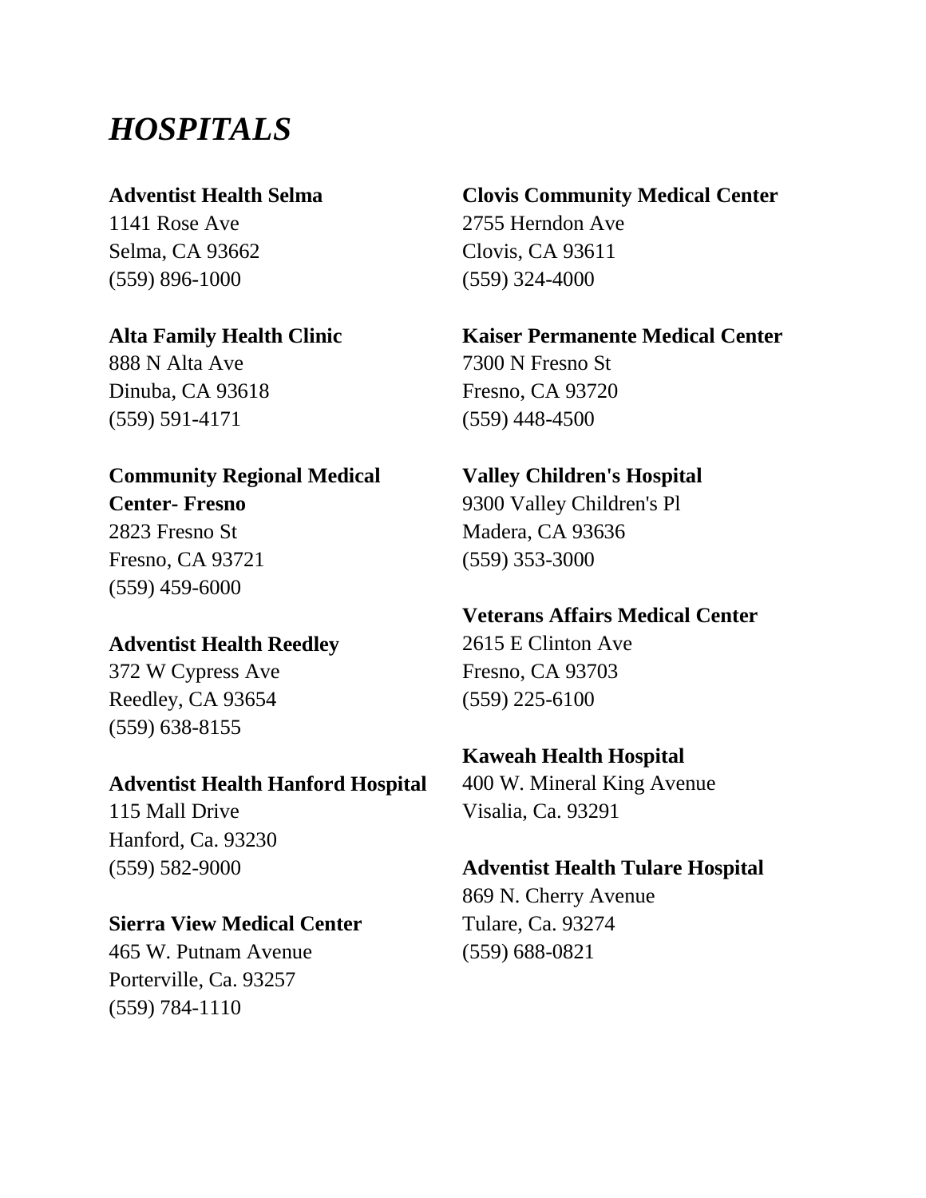# *HOSPITALS*

**Adventist Health Selma**
1141 Rose Ave
Selma, CA 93662
(559) 896-1000

**Alta Family Health Clinic**
888 N Alta Ave
Dinuba, CA 93618
(559) 591-4171

**Community Regional Medical Center- Fresno**
2823 Fresno St
Fresno, CA 93721
(559) 459-6000

**Adventist Health Reedley**
372 W Cypress Ave
Reedley, CA 93654
(559) 638-8155

**Adventist Health Hanford Hospital**
115 Mall Drive
Hanford, Ca. 93230
(559) 582-9000

**Sierra View Medical Center**
465 W. Putnam Avenue
Porterville, Ca. 93257
(559) 784-1110

**Clovis Community Medical Center**
2755 Herndon Ave
Clovis, CA 93611
(559) 324-4000

**Kaiser Permanente Medical Center**
7300 N Fresno St
Fresno, CA 93720
(559) 448-4500

**Valley Children's Hospital**
9300 Valley Children's Pl
Madera, CA 93636
(559) 353-3000

**Veterans Affairs Medical Center**
2615 E Clinton Ave
Fresno, CA 93703
(559) 225-6100

**Kaweah Health Hospital**
400 W. Mineral King Avenue
Visalia, Ca. 93291

**Adventist Health Tulare Hospital**
869 N. Cherry Avenue
Tulare, Ca. 93274
(559) 688-0821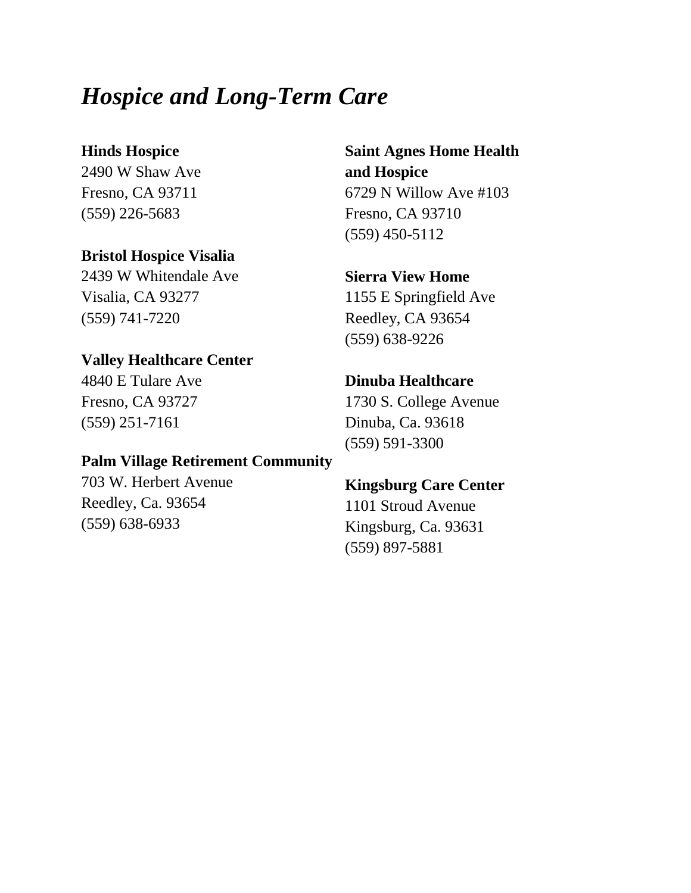# *Hospice and Long-Term Care*

**Hinds Hospice**
2490 W Shaw Ave
Fresno, CA 93711
(559) 226-5683

**Bristol Hospice Visalia**
2439 W Whitendale Ave
Visalia, CA 93277
(559) 741-7220

**Valley Healthcare Center**
4840 E Tulare Ave
Fresno, CA 93727
(559) 251-7161

**Palm Village Retirement Community**
703 W. Herbert Avenue
Reedley, Ca. 93654
(559) 638-6933

**Saint Agnes Home Health and Hospice**
6729 N Willow Ave #103
Fresno, CA 93710
(559) 450-5112

**Sierra View Home**
1155 E Springfield Ave
Reedley, CA 93654
(559) 638-9226

**Dinuba Healthcare**
1730 S. College Avenue
Dinuba, Ca. 93618
(559) 591-3300

**Kingsburg Care Center**
1101 Stroud Avenue
Kingsburg, Ca. 93631
(559) 897-5881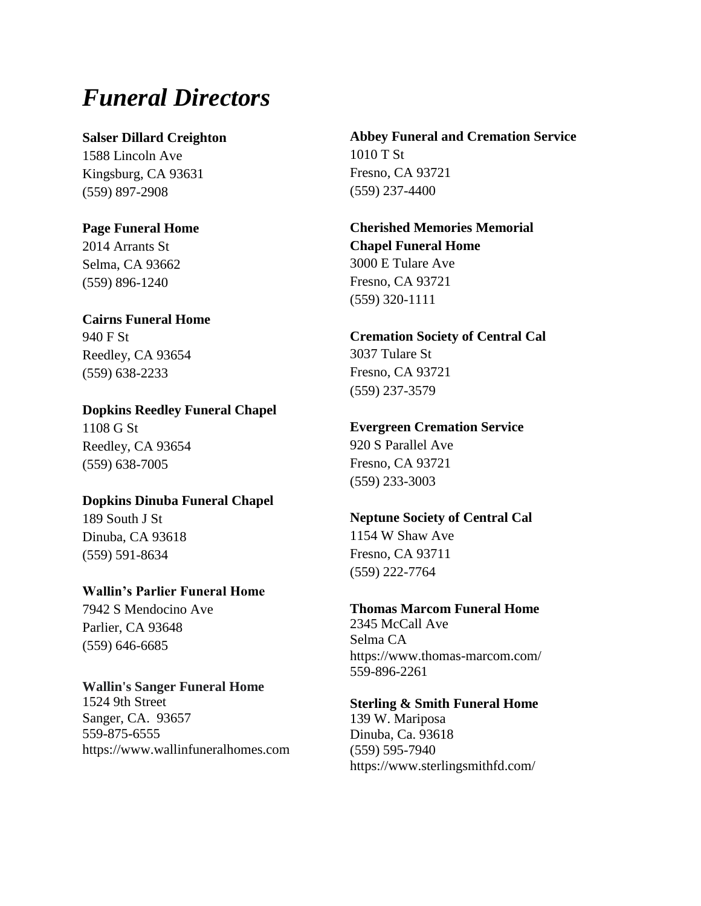# *Funeral Directors*

**Salser Dillard Creighton**
1588 Lincoln Ave
Kingsburg, CA 93631
(559) 897-2908

**Page Funeral Home**
2014 Arrants St
Selma, CA 93662
(559) 896-1240

**Cairns Funeral Home**
940 F St
Reedley, CA 93654
(559) 638-2233

**Dopkins Reedley Funeral Chapel**
1108 G St
Reedley, CA 93654
(559) 638-7005

**Dopkins Dinuba Funeral Chapel**
189 South J St
Dinuba, CA 93618
(559) 591-8634

**Wallin's Parlier Funeral Home**
7942 S Mendocino Ave
Parlier, CA 93648
(559) 646-6685

**Wallin's Sanger Funeral Home**
1524 9th Street
Sanger, CA. 93657
559-875-6555
https://www.wallinfuneralhomes.com

**Abbey Funeral and Cremation Service**
1010 T St
Fresno, CA 93721
(559) 237-4400

**Cherished Memories Memorial Chapel Funeral Home**
3000 E Tulare Ave
Fresno, CA 93721
(559) 320-1111

**Cremation Society of Central Cal**
3037 Tulare St
Fresno, CA 93721
(559) 237-3579

**Evergreen Cremation Service**
920 S Parallel Ave
Fresno, CA 93721
(559) 233-3003

**Neptune Society of Central Cal**
1154 W Shaw Ave
Fresno, CA 93711
(559) 222-7764

**Thomas Marcom Funeral Home**
2345 McCall Ave
Selma CA
https://www.thomas-marcom.com/
559-896-2261

**Sterling & Smith Funeral Home**
139 W. Mariposa
Dinuba, Ca. 93618
(559) 595-7940
https://www.sterlingsmithfd.com/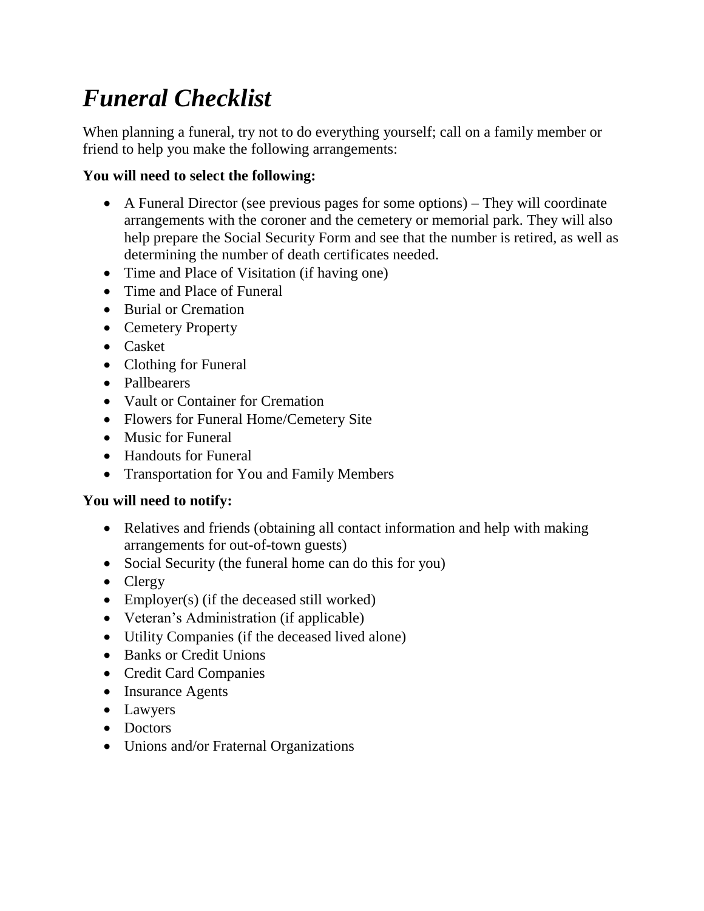# *Funeral Checklist*

When planning a funeral, try not to do everything yourself; call on a family member or friend to help you make the following arrangements:

**You will need to select the following:**

- A Funeral Director (see previous pages for some options) – They will coordinate arrangements with the coroner and the cemetery or memorial park. They will also help prepare the Social Security Form and see that the number is retired, as well as determining the number of death certificates needed.
- Time and Place of Visitation (if having one)
- Time and Place of Funeral
- Burial or Cremation
- Cemetery Property
- Casket
- Clothing for Funeral
- Pallbearers
- Vault or Container for Cremation
- Flowers for Funeral Home/Cemetery Site
- Music for Funeral
- Handouts for Funeral
- Transportation for You and Family Members

**You will need to notify:**

- Relatives and friends (obtaining all contact information and help with making arrangements for out-of-town guests)
- Social Security (the funeral home can do this for you)
- Clergy
- Employer(s) (if the deceased still worked)
- Veteran's Administration (if applicable)
- Utility Companies (if the deceased lived alone)
- Banks or Credit Unions
- Credit Card Companies
- Insurance Agents
- Lawyers
- Doctors
- Unions and/or Fraternal Organizations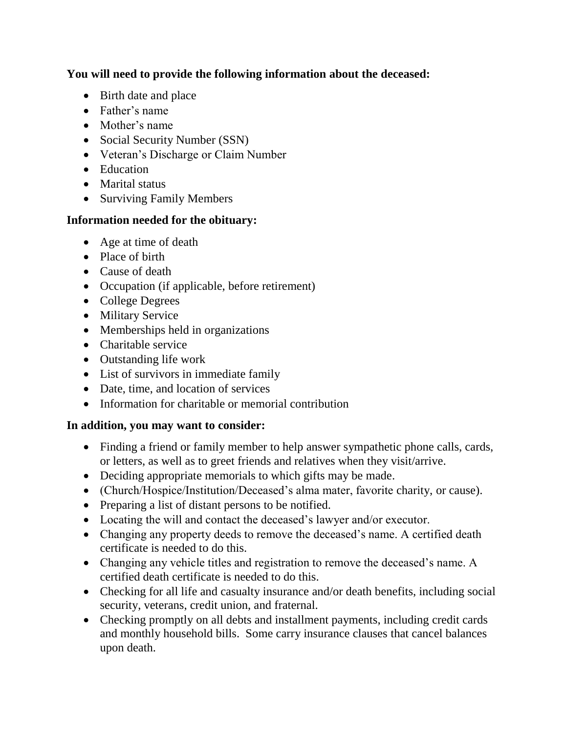**You will need to provide the following information about the deceased:**

- Birth date and place
- Father's name
- Mother's name
- Social Security Number (SSN)
- Veteran's Discharge or Claim Number
- Education
- Marital status
- Surviving Family Members

**Information needed for the obituary:**

- Age at time of death
- Place of birth
- Cause of death
- Occupation (if applicable, before retirement)
- College Degrees
- Military Service
- Memberships held in organizations
- Charitable service
- Outstanding life work
- List of survivors in immediate family
- Date, time, and location of services
- Information for charitable or memorial contribution

**In addition, you may want to consider:**

- Finding a friend or family member to help answer sympathetic phone calls, cards, or letters, as well as to greet friends and relatives when they visit/arrive.
- Deciding appropriate memorials to which gifts may be made.
- (Church/Hospice/Institution/Deceased's alma mater, favorite charity, or cause).
- Preparing a list of distant persons to be notified.
- Locating the will and contact the deceased's lawyer and/or executor.
- Changing any property deeds to remove the deceased's name. A certified death certificate is needed to do this.
- Changing any vehicle titles and registration to remove the deceased's name. A certified death certificate is needed to do this.
- Checking for all life and casualty insurance and/or death benefits, including social security, veterans, credit union, and fraternal.
- Checking promptly on all debts and installment payments, including credit cards and monthly household bills. Some carry insurance clauses that cancel balances upon death.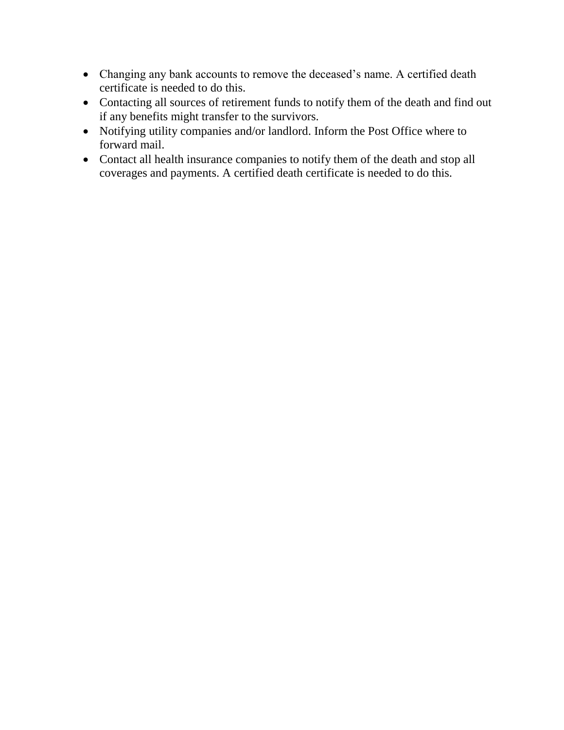- Changing any bank accounts to remove the deceased’s name. A certified death certificate is needed to do this.
- Contacting all sources of retirement funds to notify them of the death and find out if any benefits might transfer to the survivors.
- Notifying utility companies and/or landlord. Inform the Post Office where to forward mail.
- Contact all health insurance companies to notify them of the death and stop all coverages and payments. A certified death certificate is needed to do this.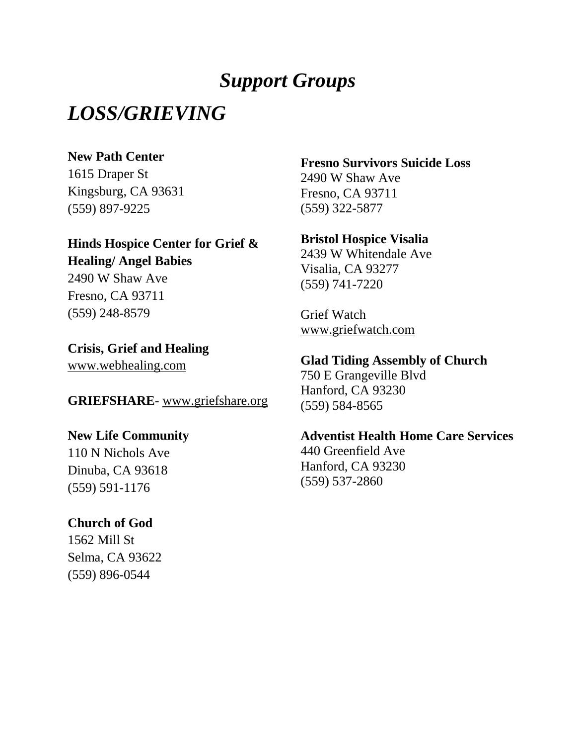# *Support Groups*

## *LOSS/GRIEVING*

**New Path Center**
1615 Draper St
Kingsburg, CA 93631
(559) 897-9225

**Hinds Hospice Center for Grief & Healing/ Angel Babies**
2490 W Shaw Ave
Fresno, CA 93711
(559) 248-8579

**Crisis, Grief and Healing**
www.webhealing.com

**GRIEFSHARE**- www.griefshare.org

**New Life Community**
110 N Nichols Ave
Dinuba, CA 93618
(559) 591-1176

**Church of God**
1562 Mill St
Selma, CA 93622
(559) 896-0544

**Fresno Survivors Suicide Loss**
2490 W Shaw Ave
Fresno, CA 93711
(559) 322-5877

**Bristol Hospice Visalia**
2439 W Whitendale Ave
Visalia, CA 93277
(559) 741-7220

Grief Watch
www.griefwatch.com

**Glad Tiding Assembly of Church**
750 E Grangeville Blvd
Hanford, CA 93230
(559) 584-8565

**Adventist Health Home Care Services**
440 Greenfield Ave
Hanford, CA 93230
(559) 537-2860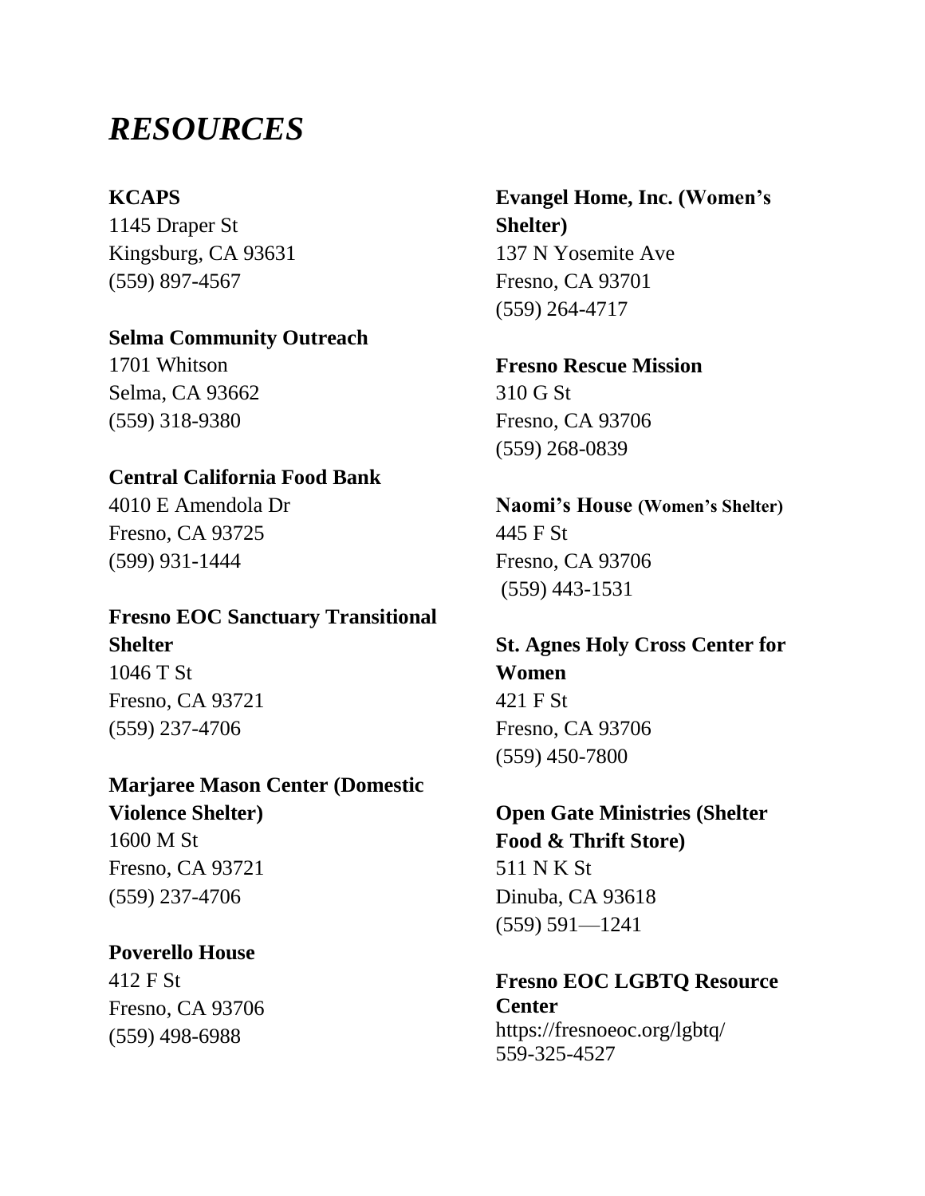# *RESOURCES*

**KCAPS**
1145 Draper St
Kingsburg, CA 93631
(559) 897-4567

**Selma Community Outreach**
1701 Whitson
Selma, CA 93662
(559) 318-9380

**Central California Food Bank**
4010 E Amendola Dr
Fresno, CA 93725
(599) 931-1444

**Fresno EOC Sanctuary Transitional Shelter**
1046 T St
Fresno, CA 93721
(559) 237-4706

**Marjaree Mason Center (Domestic Violence Shelter)**
1600 M St
Fresno, CA 93721
(559) 237-4706

**Poverello House**
412 F St
Fresno, CA 93706
(559) 498-6988

**Evangel Home, Inc. (Women's Shelter)**
137 N Yosemite Ave
Fresno, CA 93701
(559) 264-4717

**Fresno Rescue Mission**
310 G St
Fresno, CA 93706
(559) 268-0839

**Naomi's House (Women's Shelter)**
445 F St
Fresno, CA 93706
(559) 443-1531

**St. Agnes Holy Cross Center for Women**
421 F St
Fresno, CA 93706
(559) 450-7800

**Open Gate Ministries (Shelter Food & Thrift Store)**
511 N K St
Dinuba, CA 93618
(559) 591—1241

**Fresno EOC LGBTQ Resource Center**
https://fresnoeoc.org/lgbtq/
559-325-4527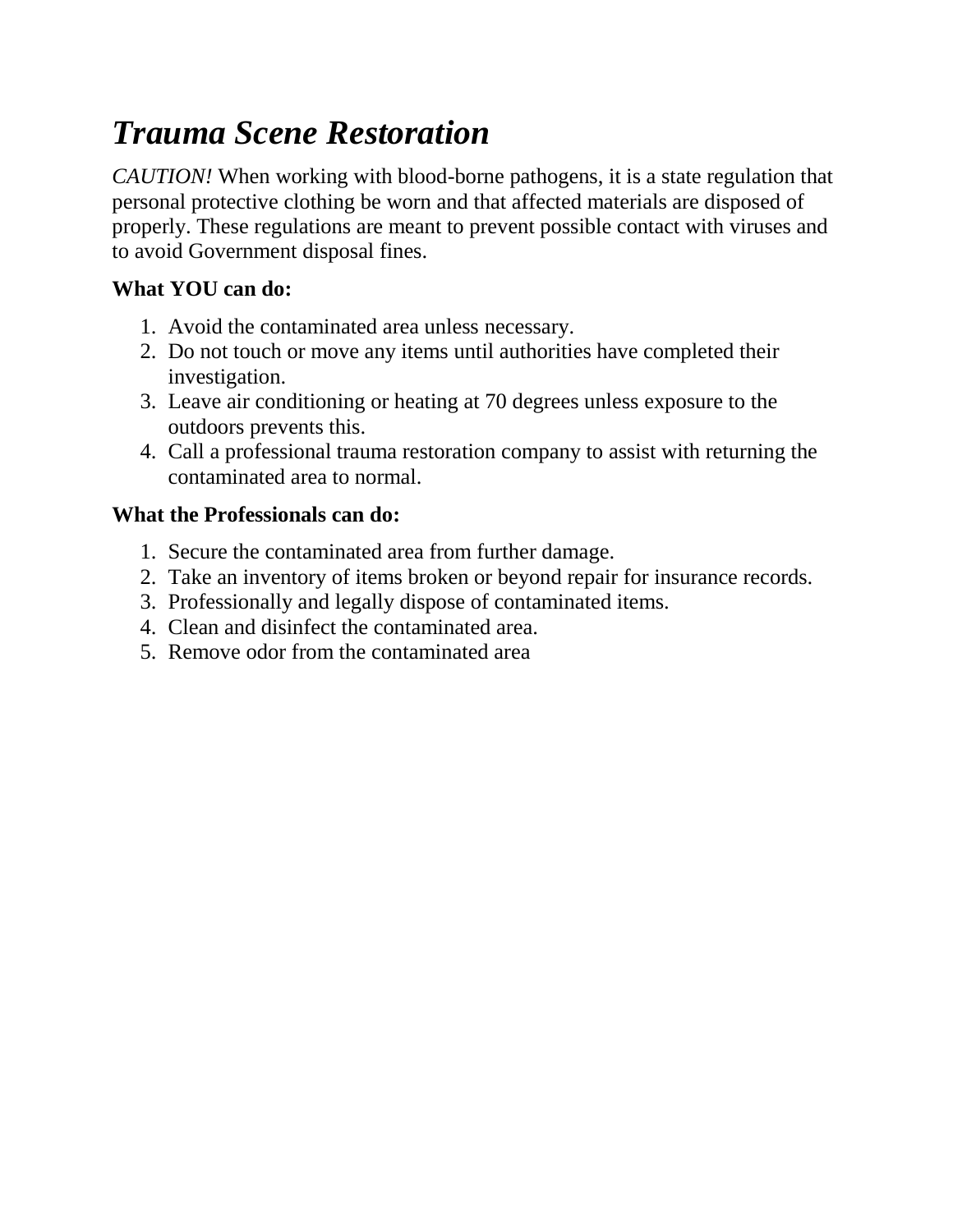# *Trauma Scene Restoration*

*CAUTION!* When working with blood-borne pathogens, it is a state regulation that personal protective clothing be worn and that affected materials are disposed of properly. These regulations are meant to prevent possible contact with viruses and to avoid Government disposal fines.

**What YOU can do:**

1. Avoid the contaminated area unless necessary.
2. Do not touch or move any items until authorities have completed their investigation.
3. Leave air conditioning or heating at 70 degrees unless exposure to the outdoors prevents this.
4. Call a professional trauma restoration company to assist with returning the contaminated area to normal.

**What the Professionals can do:**

1. Secure the contaminated area from further damage.
2. Take an inventory of items broken or beyond repair for insurance records.
3. Professionally and legally dispose of contaminated items.
4. Clean and disinfect the contaminated area.
5. Remove odor from the contaminated area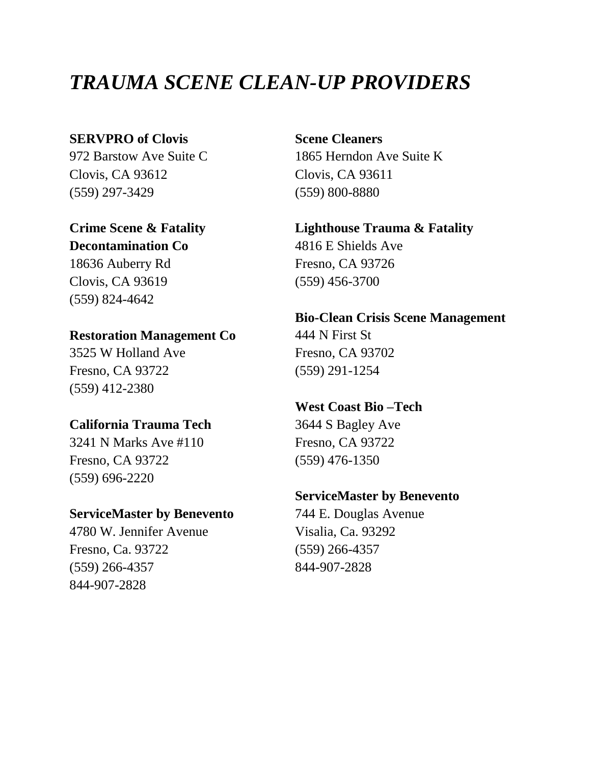# *TRAUMA SCENE CLEAN-UP PROVIDERS*

**SERVPRO of Clovis**
972 Barstow Ave Suite C
Clovis, CA 93612
(559) 297-3429

**Crime Scene & Fatality Decontamination Co**
18636 Auberry Rd
Clovis, CA 93619
(559) 824-4642

**Restoration Management Co**
3525 W Holland Ave
Fresno, CA 93722
(559) 412-2380

**California Trauma Tech**
3241 N Marks Ave #110
Fresno, CA 93722
(559) 696-2220

**ServiceMaster by Benevento**
4780 W. Jennifer Avenue
Fresno, Ca. 93722
(559) 266-4357
844-907-2828

**Scene Cleaners**
1865 Herndon Ave Suite K
Clovis, CA 93611
(559) 800-8880

**Lighthouse Trauma & Fatality**
4816 E Shields Ave
Fresno, CA 93726
(559) 456-3700

**Bio-Clean Crisis Scene Management**
444 N First St
Fresno, CA 93702
(559) 291-1254

**West Coast Bio –Tech**
3644 S Bagley Ave
Fresno, CA 93722
(559) 476-1350

**ServiceMaster by Benevento**
744 E. Douglas Avenue
Visalia, Ca. 93292
(559) 266-4357
844-907-2828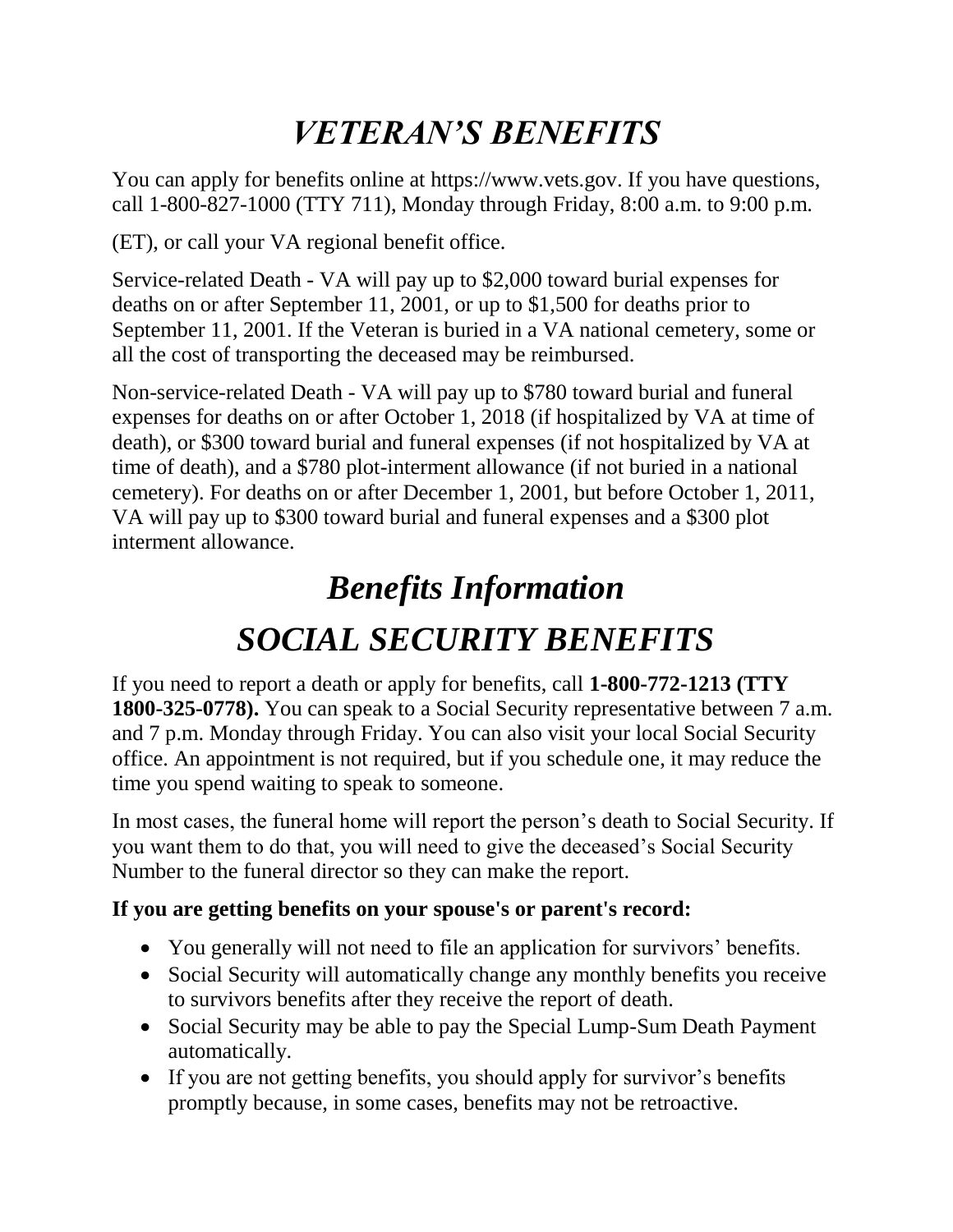# *VETERAN'S BENEFITS*

You can apply for benefits online at https://www.vets.gov. If you have questions, call 1-800-827-1000 (TTY 711), Monday through Friday, 8:00 a.m. to 9:00 p.m.

(ET), or call your VA regional benefit office.

Service-related Death - VA will pay up to $2,000 toward burial expenses for deaths on or after September 11, 2001, or up to $1,500 for deaths prior to September 11, 2001. If the Veteran is buried in a VA national cemetery, some or all the cost of transporting the deceased may be reimbursed.

Non-service-related Death - VA will pay up to $780 toward burial and funeral expenses for deaths on or after October 1, 2018 (if hospitalized by VA at time of death), or $300 toward burial and funeral expenses (if not hospitalized by VA at time of death), and a $780 plot-interment allowance (if not buried in a national cemetery). For deaths on or after December 1, 2001, but before October 1, 2011, VA will pay up to $300 toward burial and funeral expenses and a $300 plot interment allowance.

# *Benefits Information*

# *SOCIAL SECURITY BENEFITS*

If you need to report a death or apply for benefits, call **1-800-772-1213 (TTY 1800-325-0778).** You can speak to a Social Security representative between 7 a.m. and 7 p.m. Monday through Friday. You can also visit your local Social Security office. An appointment is not required, but if you schedule one, it may reduce the time you spend waiting to speak to someone.

In most cases, the funeral home will report the person's death to Social Security. If you want them to do that, you will need to give the deceased's Social Security Number to the funeral director so they can make the report.

**If you are getting benefits on your spouse's or parent's record:**

- You generally will not need to file an application for survivors' benefits.
- Social Security will automatically change any monthly benefits you receive to survivors benefits after they receive the report of death.
- Social Security may be able to pay the Special Lump-Sum Death Payment automatically.
- If you are not getting benefits, you should apply for survivor's benefits promptly because, in some cases, benefits may not be retroactive.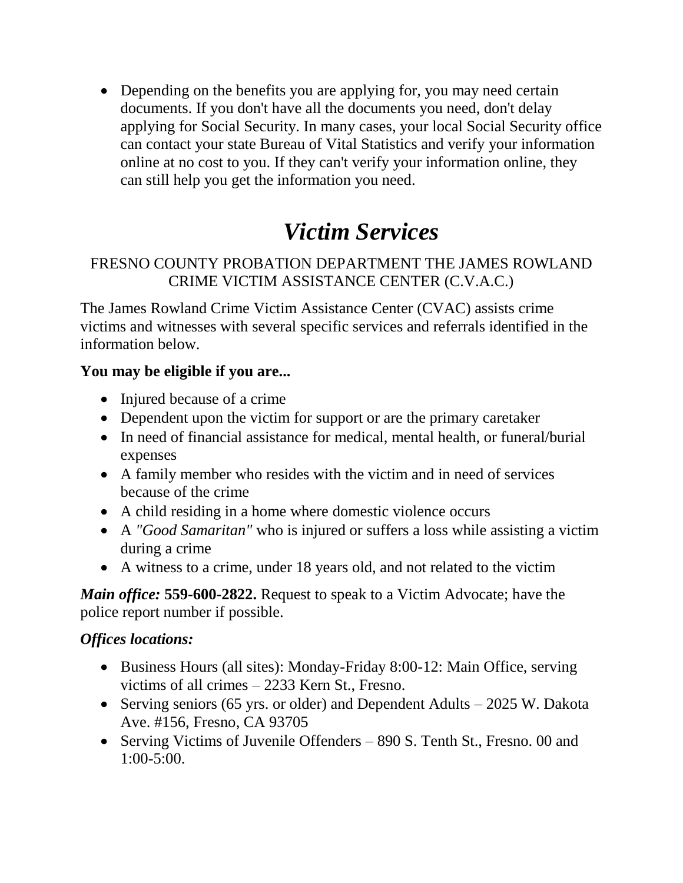- Depending on the benefits you are applying for, you may need certain documents. If you don't have all the documents you need, don't delay applying for Social Security. In many cases, your local Social Security office can contact your state Bureau of Vital Statistics and verify your information online at no cost to you. If they can't verify your information online, they can still help you get the information you need.

# *Victim Services*

FRESNO COUNTY PROBATION DEPARTMENT THE JAMES ROWLAND CRIME VICTIM ASSISTANCE CENTER (C.V.A.C.)

The James Rowland Crime Victim Assistance Center (CVAC) assists crime victims and witnesses with several specific services and referrals identified in the information below.

**You may be eligible if you are...**

- Injured because of a crime
- Dependent upon the victim for support or are the primary caretaker
- In need of financial assistance for medical, mental health, or funeral/burial expenses
- A family member who resides with the victim and in need of services because of the crime
- A child residing in a home where domestic violence occurs
- A *"Good Samaritan"* who is injured or suffers a loss while assisting a victim during a crime
- A witness to a crime, under 18 years old, and not related to the victim

***Main office:*** **559-600-2822.** Request to speak to a Victim Advocate; have the police report number if possible.

***Offices locations:***

- Business Hours (all sites): Monday-Friday 8:00-12: Main Office, serving victims of all crimes – 2233 Kern St., Fresno.
- Serving seniors (65 yrs. or older) and Dependent Adults – 2025 W. Dakota Ave. #156, Fresno, CA 93705
- Serving Victims of Juvenile Offenders – 890 S. Tenth St., Fresno. 00 and 1:00-5:00.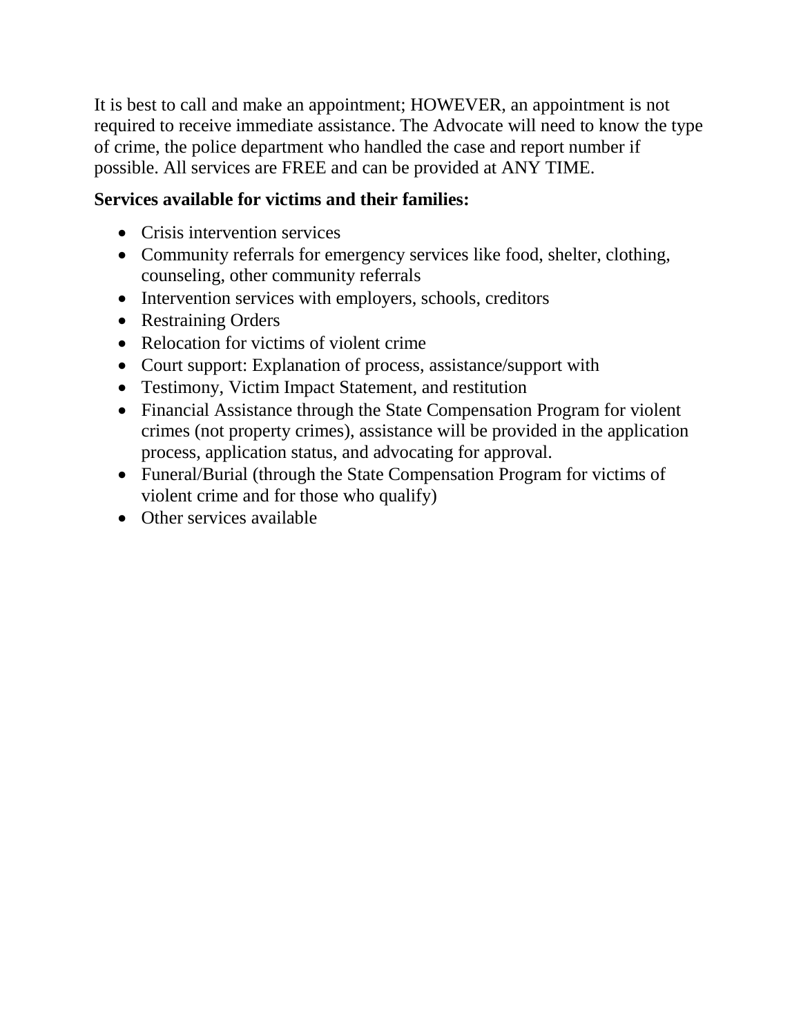It is best to call and make an appointment; HOWEVER, an appointment is not required to receive immediate assistance. The Advocate will need to know the type of crime, the police department who handled the case and report number if possible. All services are FREE and can be provided at ANY TIME.

**Services available for victims and their families:**

- Crisis intervention services
- Community referrals for emergency services like food, shelter, clothing, counseling, other community referrals
- Intervention services with employers, schools, creditors
- Restraining Orders
- Relocation for victims of violent crime
- Court support: Explanation of process, assistance/support with
- Testimony, Victim Impact Statement, and restitution
- Financial Assistance through the State Compensation Program for violent crimes (not property crimes), assistance will be provided in the application process, application status, and advocating for approval.
- Funeral/Burial (through the State Compensation Program for victims of violent crime and for those who qualify)
- Other services available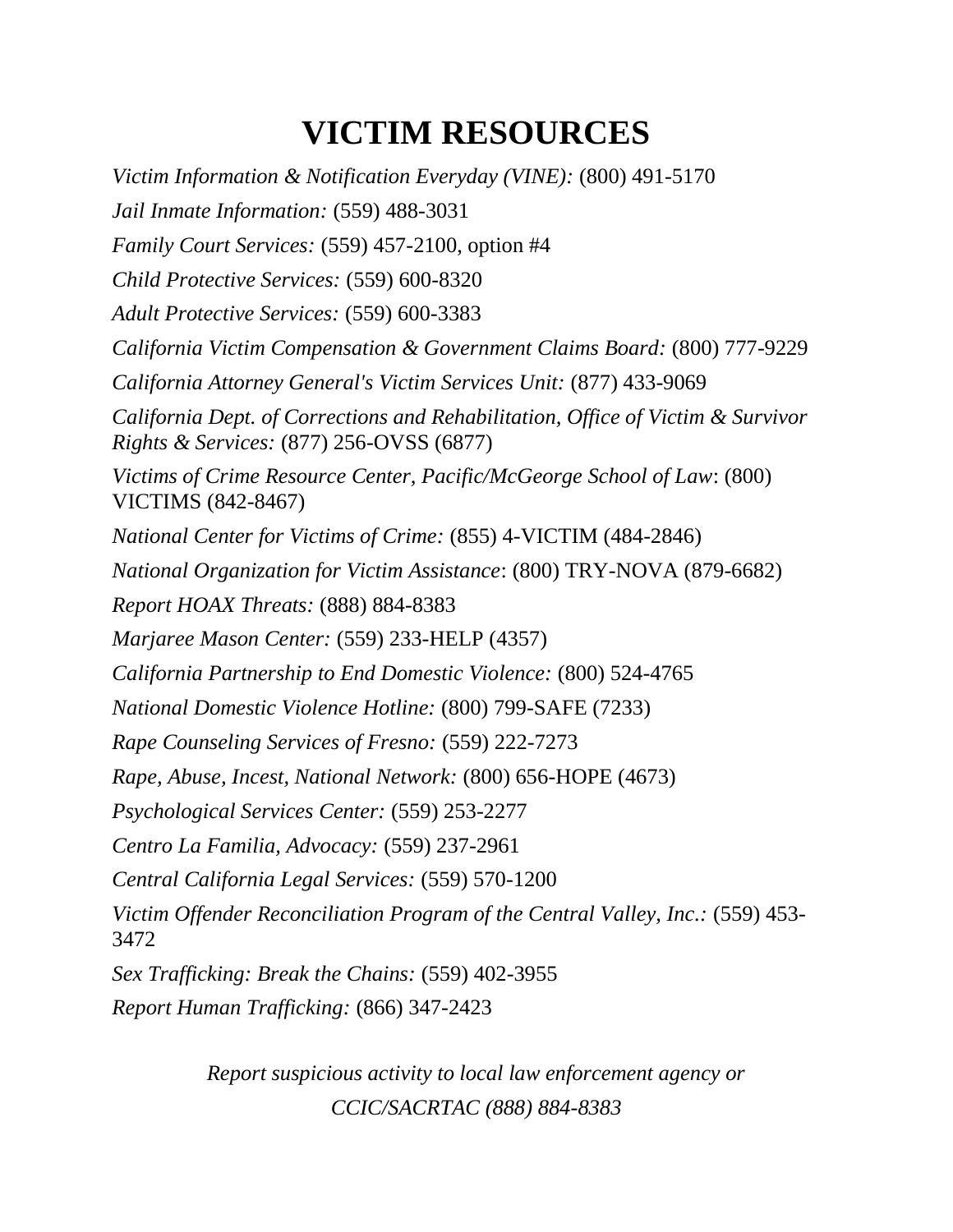# VICTIM RESOURCES

*Victim Information & Notification Everyday (VINE):* (800) 491-5170

*Jail Inmate Information:* (559) 488-3031

*Family Court Services:* (559) 457-2100, option #4

*Child Protective Services:* (559) 600-8320

*Adult Protective Services:* (559) 600-3383

*California Victim Compensation & Government Claims Board:* (800) 777-9229

*California Attorney General's Victim Services Unit:* (877) 433-9069

*California Dept. of Corrections and Rehabilitation, Office of Victim & Survivor Rights & Services:* (877) 256-OVSS (6877)

*Victims of Crime Resource Center, Pacific/McGeorge School of Law*: (800) VICTIMS (842-8467)

*National Center for Victims of Crime:* (855) 4-VICTIM (484-2846)

*National Organization for Victim Assistance*: (800) TRY-NOVA (879-6682)

*Report HOAX Threats:* (888) 884-8383

*Marjaree Mason Center:* (559) 233-HELP (4357)

*California Partnership to End Domestic Violence:* (800) 524-4765

*National Domestic Violence Hotline:* (800) 799-SAFE (7233)

*Rape Counseling Services of Fresno:* (559) 222-7273

*Rape, Abuse, Incest, National Network:* (800) 656-HOPE (4673)

*Psychological Services Center:* (559) 253-2277

*Centro La Familia, Advocacy:* (559) 237-2961

*Central California Legal Services:* (559) 570-1200

*Victim Offender Reconciliation Program of the Central Valley, Inc.:* (559) 453-3472

*Sex Trafficking: Break the Chains:* (559) 402-3955

*Report Human Trafficking:* (866) 347-2423

*Report suspicious activity to local law enforcement agency or CCIC/SACRTAC (888) 884-8383*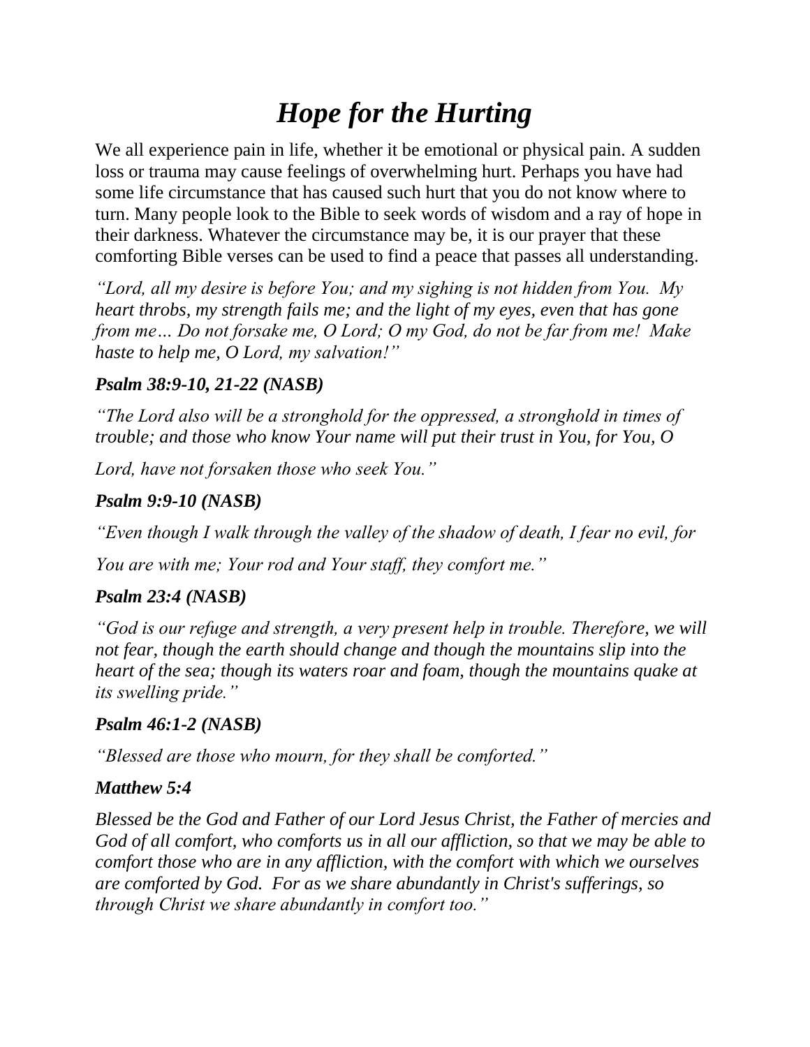# *Hope for the Hurting*

We all experience pain in life, whether it be emotional or physical pain. A sudden loss or trauma may cause feelings of overwhelming hurt. Perhaps you have had some life circumstance that has caused such hurt that you do not know where to turn. Many people look to the Bible to seek words of wisdom and a ray of hope in their darkness. Whatever the circumstance may be, it is our prayer that these comforting Bible verses can be used to find a peace that passes all understanding.

*"Lord, all my desire is before You; and my sighing is not hidden from You. My heart throbs, my strength fails me; and the light of my eyes, even that has gone from me… Do not forsake me, O Lord; O my God, do not be far from me! Make haste to help me, O Lord, my salvation!"*

***Psalm 38:9-10, 21-22 (NASB)***

*"The Lord also will be a stronghold for the oppressed, a stronghold in times of trouble; and those who know Your name will put their trust in You, for You, O Lord, have not forsaken those who seek You."*

***Psalm 9:9-10 (NASB)***

*"Even though I walk through the valley of the shadow of death, I fear no evil, for You are with me; Your rod and Your staff, they comfort me."*

***Psalm 23:4 (NASB)***

*"God is our refuge and strength, a very present help in trouble. Therefore, we will not fear, though the earth should change and though the mountains slip into the heart of the sea; though its waters roar and foam, though the mountains quake at its swelling pride."*

***Psalm 46:1-2 (NASB)***

*"Blessed are those who mourn, for they shall be comforted."*

***Matthew 5:4***

*Blessed be the God and Father of our Lord Jesus Christ, the Father of mercies and God of all comfort, who comforts us in all our affliction, so that we may be able to comfort those who are in any affliction, with the comfort with which we ourselves are comforted by God. For as we share abundantly in Christ's sufferings, so through Christ we share abundantly in comfort too."*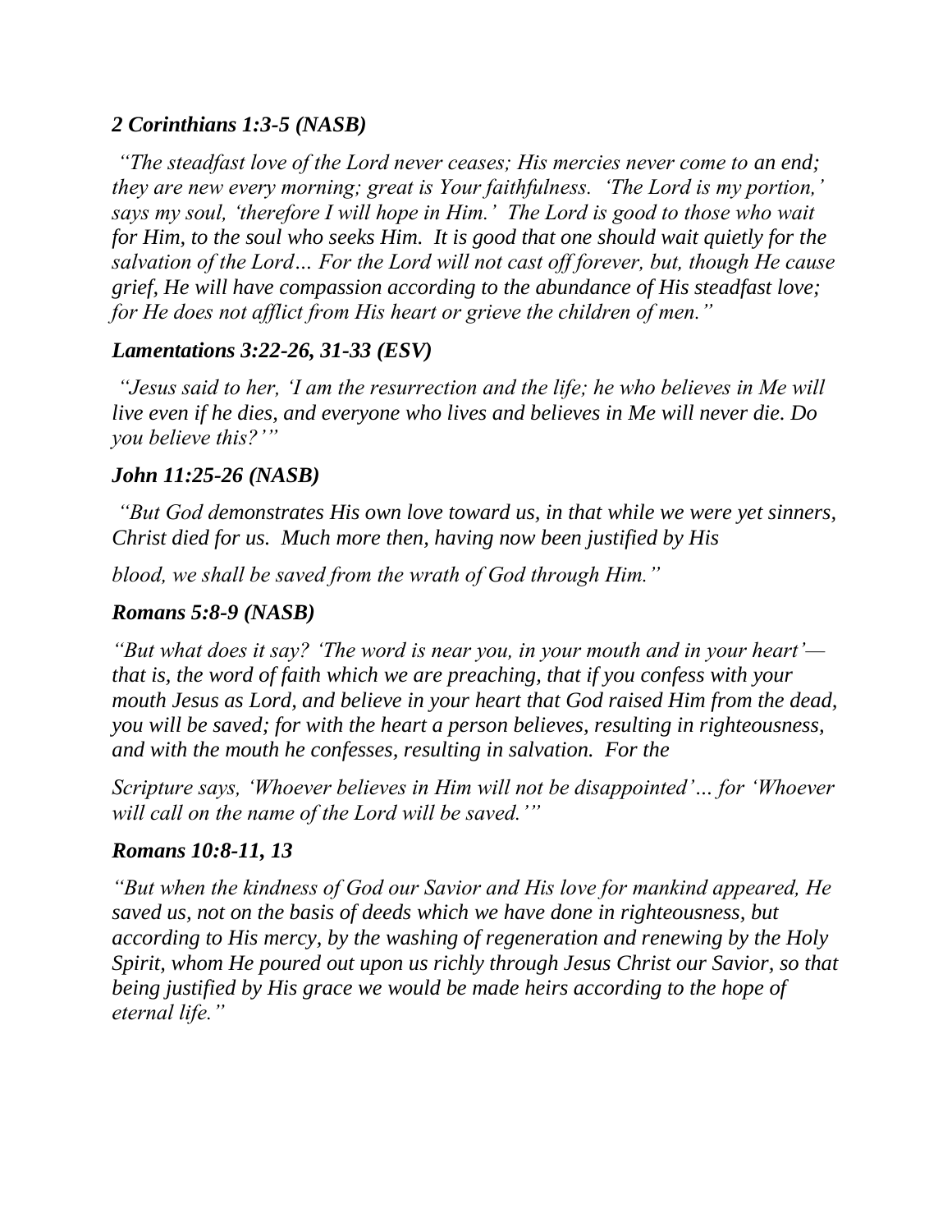***2 Corinthians 1:3-5 (NASB)***

*"The steadfast love of the Lord never ceases; His mercies never come to an end; they are new every morning; great is Your faithfulness. 'The Lord is my portion,' says my soul, 'therefore I will hope in Him.' The Lord is good to those who wait for Him, to the soul who seeks Him. It is good that one should wait quietly for the salvation of the Lord… For the Lord will not cast off forever, but, though He cause grief, He will have compassion according to the abundance of His steadfast love; for He does not afflict from His heart or grieve the children of men."*

***Lamentations 3:22-26, 31-33 (ESV)***

*"Jesus said to her, 'I am the resurrection and the life; he who believes in Me will live even if he dies, and everyone who lives and believes in Me will never die. Do you believe this?'"*

***John 11:25-26 (NASB)***

*"But God demonstrates His own love toward us, in that while we were yet sinners, Christ died for us. Much more then, having now been justified by His*

*blood, we shall be saved from the wrath of God through Him."*

***Romans 5:8-9 (NASB)***

*"But what does it say? 'The word is near you, in your mouth and in your heart'— that is, the word of faith which we are preaching, that if you confess with your mouth Jesus as Lord, and believe in your heart that God raised Him from the dead, you will be saved; for with the heart a person believes, resulting in righteousness, and with the mouth he confesses, resulting in salvation. For the*

*Scripture says, 'Whoever believes in Him will not be disappointed'… for 'Whoever will call on the name of the Lord will be saved.'"*

***Romans 10:8-11, 13***

*"But when the kindness of God our Savior and His love for mankind appeared, He saved us, not on the basis of deeds which we have done in righteousness, but according to His mercy, by the washing of regeneration and renewing by the Holy Spirit, whom He poured out upon us richly through Jesus Christ our Savior, so that being justified by His grace we would be made heirs according to the hope of eternal life."*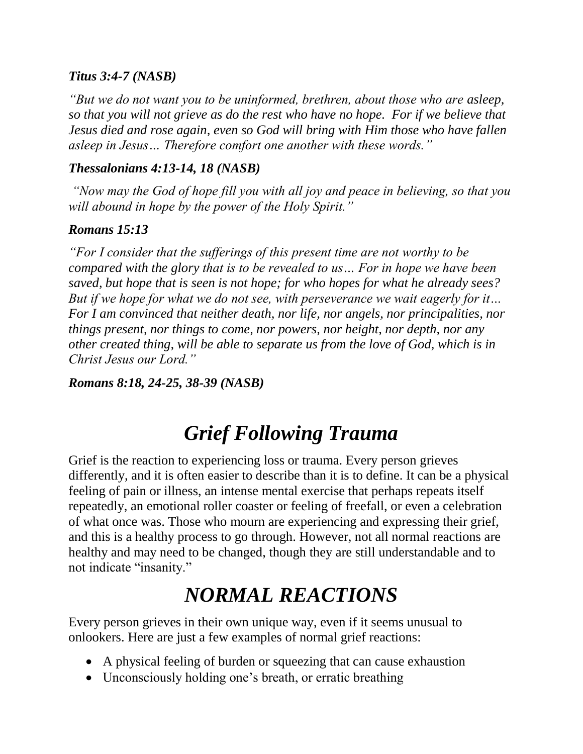***Titus 3:4-7 (NASB)***

*"But we do not want you to be uninformed, brethren, about those who are asleep, so that you will not grieve as do the rest who have no hope. For if we believe that Jesus died and rose again, even so God will bring with Him those who have fallen asleep in Jesus… Therefore comfort one another with these words."*

***Thessalonians 4:13-14, 18 (NASB)***

*"Now may the God of hope fill you with all joy and peace in believing, so that you will abound in hope by the power of the Holy Spirit."*

***Romans 15:13***

*"For I consider that the sufferings of this present time are not worthy to be compared with the glory that is to be revealed to us… For in hope we have been saved, but hope that is seen is not hope; for who hopes for what he already sees? But if we hope for what we do not see, with perseverance we wait eagerly for it… For I am convinced that neither death, nor life, nor angels, nor principalities, nor things present, nor things to come, nor powers, nor height, nor depth, nor any other created thing, will be able to separate us from the love of God, which is in Christ Jesus our Lord."*

***Romans 8:18, 24-25, 38-39 (NASB)***

# *Grief Following Trauma*

Grief is the reaction to experiencing loss or trauma. Every person grieves differently, and it is often easier to describe than it is to define. It can be a physical feeling of pain or illness, an intense mental exercise that perhaps repeats itself repeatedly, an emotional roller coaster or feeling of freefall, or even a celebration of what once was. Those who mourn are experiencing and expressing their grief, and this is a healthy process to go through. However, not all normal reactions are healthy and may need to be changed, though they are still understandable and to not indicate "insanity."

# *NORMAL REACTIONS*

Every person grieves in their own unique way, even if it seems unusual to onlookers. Here are just a few examples of normal grief reactions:

- A physical feeling of burden or squeezing that can cause exhaustion
- Unconsciously holding one's breath, or erratic breathing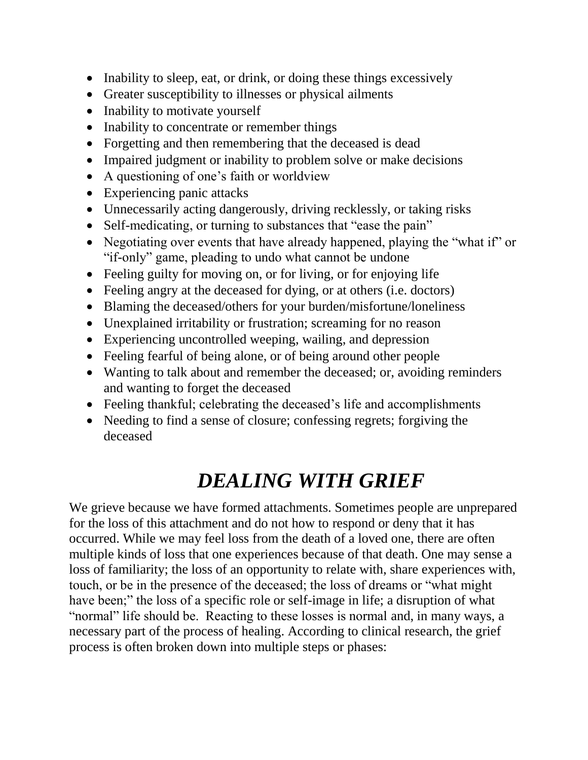- Inability to sleep, eat, or drink, or doing these things excessively
- Greater susceptibility to illnesses or physical ailments
- Inability to motivate yourself
- Inability to concentrate or remember things
- Forgetting and then remembering that the deceased is dead
- Impaired judgment or inability to problem solve or make decisions
- A questioning of one's faith or worldview
- Experiencing panic attacks
- Unnecessarily acting dangerously, driving recklessly, or taking risks
- Self-medicating, or turning to substances that "ease the pain"
- Negotiating over events that have already happened, playing the "what if" or "if-only" game, pleading to undo what cannot be undone
- Feeling guilty for moving on, or for living, or for enjoying life
- Feeling angry at the deceased for dying, or at others (i.e. doctors)
- Blaming the deceased/others for your burden/misfortune/loneliness
- Unexplained irritability or frustration; screaming for no reason
- Experiencing uncontrolled weeping, wailing, and depression
- Feeling fearful of being alone, or of being around other people
- Wanting to talk about and remember the deceased; or, avoiding reminders and wanting to forget the deceased
- Feeling thankful; celebrating the deceased's life and accomplishments
- Needing to find a sense of closure; confessing regrets; forgiving the deceased

# *DEALING WITH GRIEF*

We grieve because we have formed attachments. Sometimes people are unprepared for the loss of this attachment and do not how to respond or deny that it has occurred. While we may feel loss from the death of a loved one, there are often multiple kinds of loss that one experiences because of that death. One may sense a loss of familiarity; the loss of an opportunity to relate with, share experiences with, touch, or be in the presence of the deceased; the loss of dreams or "what might have been;" the loss of a specific role or self-image in life; a disruption of what "normal" life should be. Reacting to these losses is normal and, in many ways, a necessary part of the process of healing. According to clinical research, the grief process is often broken down into multiple steps or phases: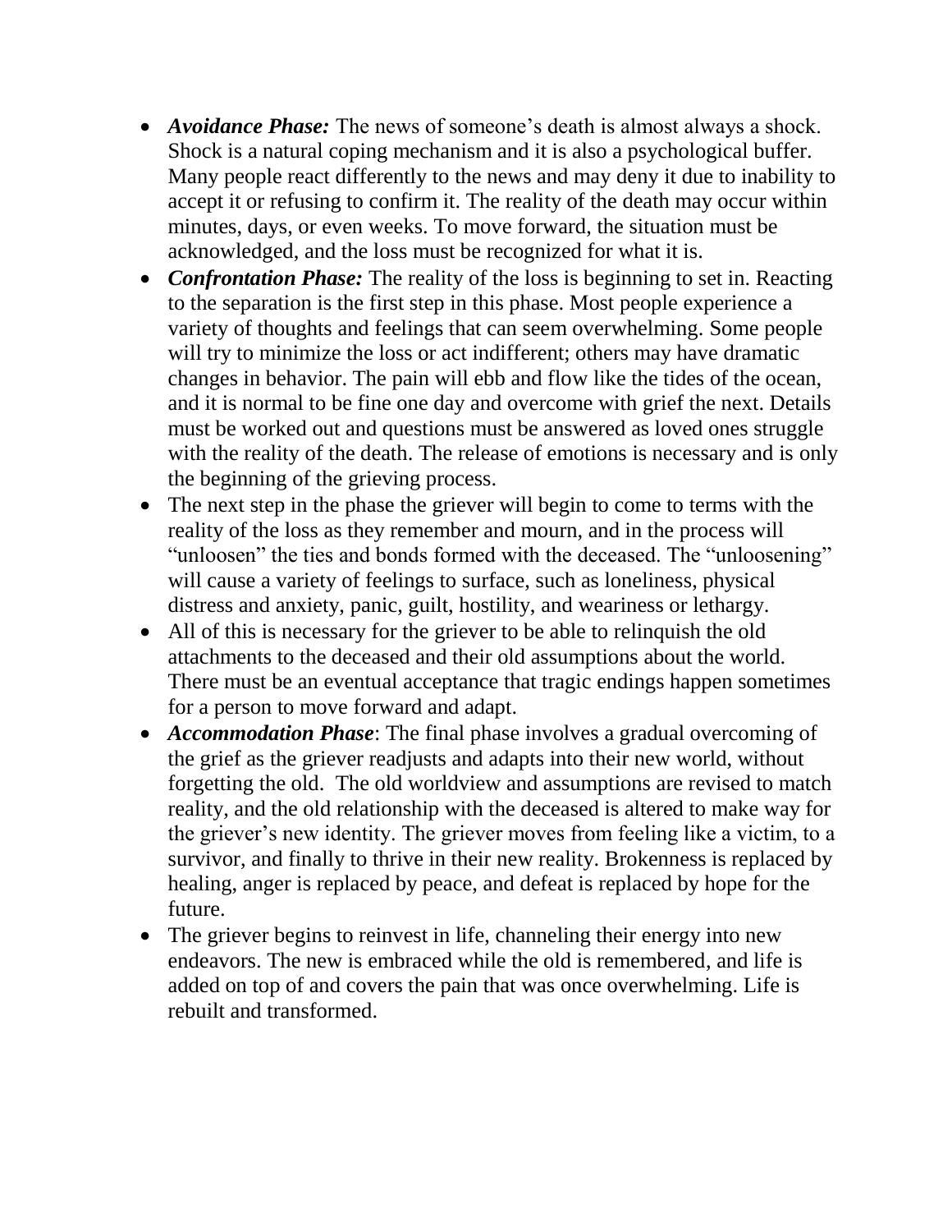- ***Avoidance Phase:*** The news of someone's death is almost always a shock. Shock is a natural coping mechanism and it is also a psychological buffer. Many people react differently to the news and may deny it due to inability to accept it or refusing to confirm it. The reality of the death may occur within minutes, days, or even weeks. To move forward, the situation must be acknowledged, and the loss must be recognized for what it is.
- ***Confrontation Phase:*** The reality of the loss is beginning to set in. Reacting to the separation is the first step in this phase. Most people experience a variety of thoughts and feelings that can seem overwhelming. Some people will try to minimize the loss or act indifferent; others may have dramatic changes in behavior. The pain will ebb and flow like the tides of the ocean, and it is normal to be fine one day and overcome with grief the next. Details must be worked out and questions must be answered as loved ones struggle with the reality of the death. The release of emotions is necessary and is only the beginning of the grieving process.
- The next step in the phase the griever will begin to come to terms with the reality of the loss as they remember and mourn, and in the process will "unloosen" the ties and bonds formed with the deceased. The "unloosening" will cause a variety of feelings to surface, such as loneliness, physical distress and anxiety, panic, guilt, hostility, and weariness or lethargy.
- All of this is necessary for the griever to be able to relinquish the old attachments to the deceased and their old assumptions about the world. There must be an eventual acceptance that tragic endings happen sometimes for a person to move forward and adapt.
- ***Accommodation Phase***: The final phase involves a gradual overcoming of the grief as the griever readjusts and adapts into their new world, without forgetting the old. The old worldview and assumptions are revised to match reality, and the old relationship with the deceased is altered to make way for the griever's new identity. The griever moves from feeling like a victim, to a survivor, and finally to thrive in their new reality. Brokenness is replaced by healing, anger is replaced by peace, and defeat is replaced by hope for the future.
- The griever begins to reinvest in life, channeling their energy into new endeavors. The new is embraced while the old is remembered, and life is added on top of and covers the pain that was once overwhelming. Life is rebuilt and transformed.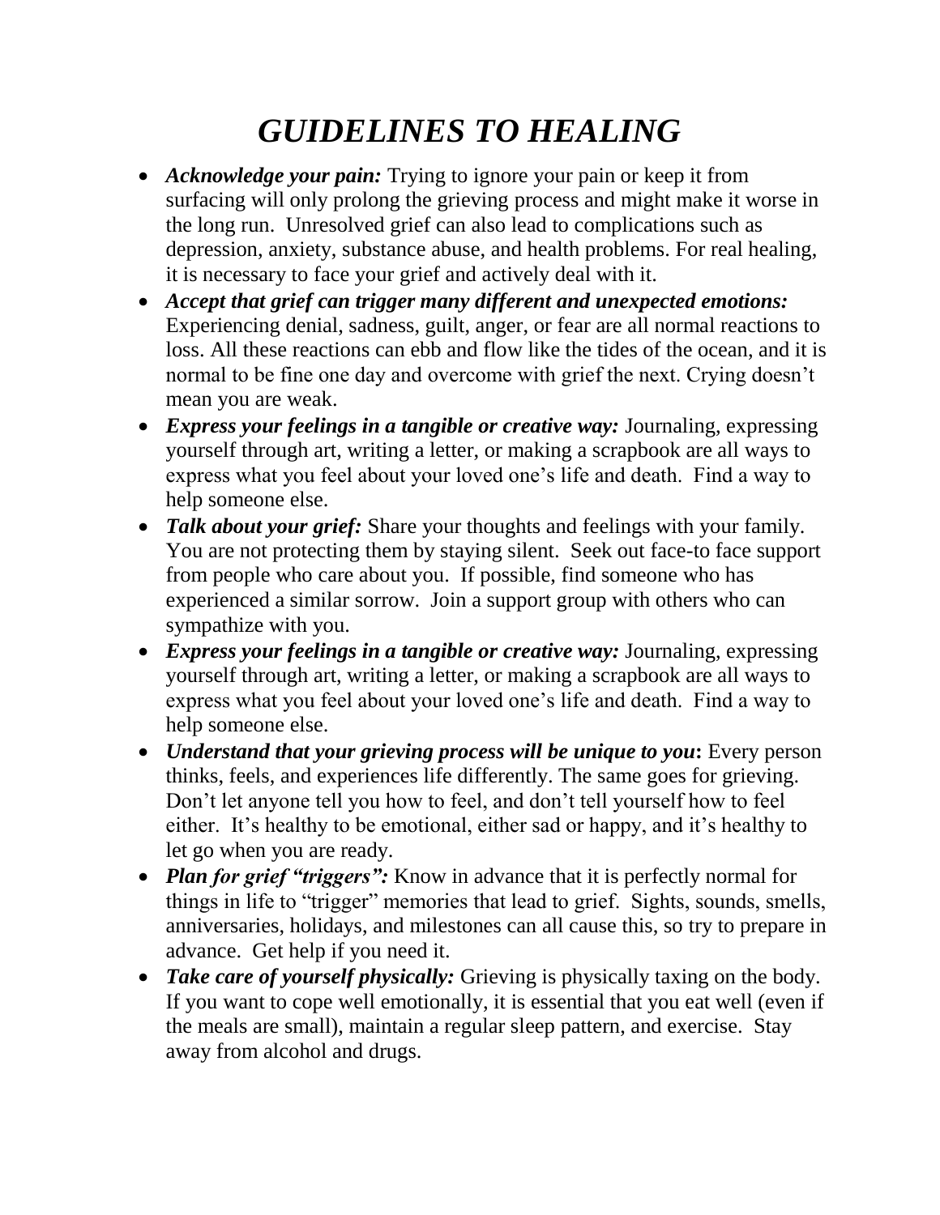# *GUIDELINES TO HEALING*

- ***Acknowledge your pain:*** Trying to ignore your pain or keep it from surfacing will only prolong the grieving process and might make it worse in the long run. Unresolved grief can also lead to complications such as depression, anxiety, substance abuse, and health problems. For real healing, it is necessary to face your grief and actively deal with it.
- ***Accept that grief can trigger many different and unexpected emotions:*** Experiencing denial, sadness, guilt, anger, or fear are all normal reactions to loss. All these reactions can ebb and flow like the tides of the ocean, and it is normal to be fine one day and overcome with grief the next. Crying doesn't mean you are weak.
- ***Express your feelings in a tangible or creative way:*** Journaling, expressing yourself through art, writing a letter, or making a scrapbook are all ways to express what you feel about your loved one's life and death. Find a way to help someone else.
- ***Talk about your grief:*** Share your thoughts and feelings with your family. You are not protecting them by staying silent. Seek out face-to face support from people who care about you. If possible, find someone who has experienced a similar sorrow. Join a support group with others who can sympathize with you.
- ***Express your feelings in a tangible or creative way:*** Journaling, expressing yourself through art, writing a letter, or making a scrapbook are all ways to express what you feel about your loved one's life and death. Find a way to help someone else.
- ***Understand that your grieving process will be unique to you*:** Every person thinks, feels, and experiences life differently. The same goes for grieving. Don't let anyone tell you how to feel, and don't tell yourself how to feel either. It's healthy to be emotional, either sad or happy, and it's healthy to let go when you are ready.
- ***Plan for grief "triggers":*** Know in advance that it is perfectly normal for things in life to "trigger" memories that lead to grief. Sights, sounds, smells, anniversaries, holidays, and milestones can all cause this, so try to prepare in advance. Get help if you need it.
- ***Take care of yourself physically:*** Grieving is physically taxing on the body. If you want to cope well emotionally, it is essential that you eat well (even if the meals are small), maintain a regular sleep pattern, and exercise. Stay away from alcohol and drugs.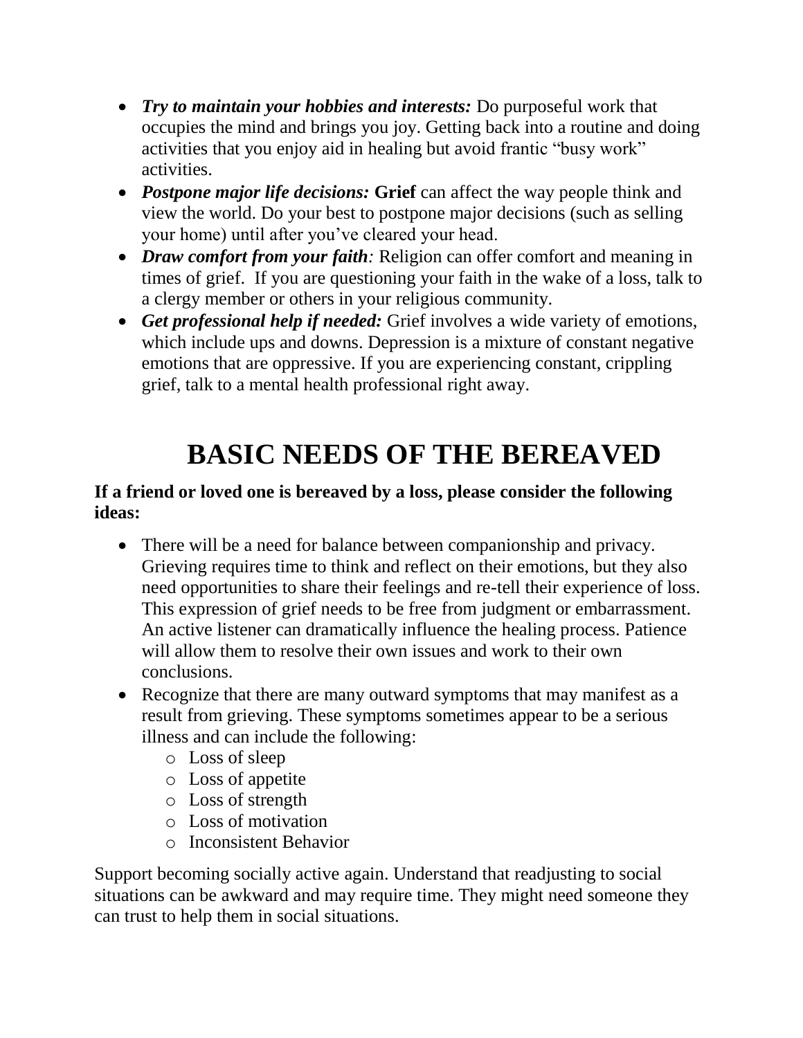- ***Try to maintain your hobbies and interests:*** Do purposeful work that occupies the mind and brings you joy. Getting back into a routine and doing activities that you enjoy aid in healing but avoid frantic "busy work" activities.
- ***Postpone major life decisions:*** **Grief** can affect the way people think and view the world. Do your best to postpone major decisions (such as selling your home) until after you've cleared your head.
- ***Draw comfort from your faith****:* Religion can offer comfort and meaning in times of grief. If you are questioning your faith in the wake of a loss, talk to a clergy member or others in your religious community.
- ***Get professional help if needed:*** Grief involves a wide variety of emotions, which include ups and downs. Depression is a mixture of constant negative emotions that are oppressive. If you are experiencing constant, crippling grief, talk to a mental health professional right away.

# BASIC NEEDS OF THE BEREAVED

**If a friend or loved one is bereaved by a loss, please consider the following ideas:**

- There will be a need for balance between companionship and privacy. Grieving requires time to think and reflect on their emotions, but they also need opportunities to share their feelings and re-tell their experience of loss. This expression of grief needs to be free from judgment or embarrassment. An active listener can dramatically influence the healing process. Patience will allow them to resolve their own issues and work to their own conclusions.
- Recognize that there are many outward symptoms that may manifest as a result from grieving. These symptoms sometimes appear to be a serious illness and can include the following:
  - Loss of sleep
  - Loss of appetite
  - Loss of strength
  - Loss of motivation
  - Inconsistent Behavior

Support becoming socially active again. Understand that readjusting to social situations can be awkward and may require time. They might need someone they can trust to help them in social situations.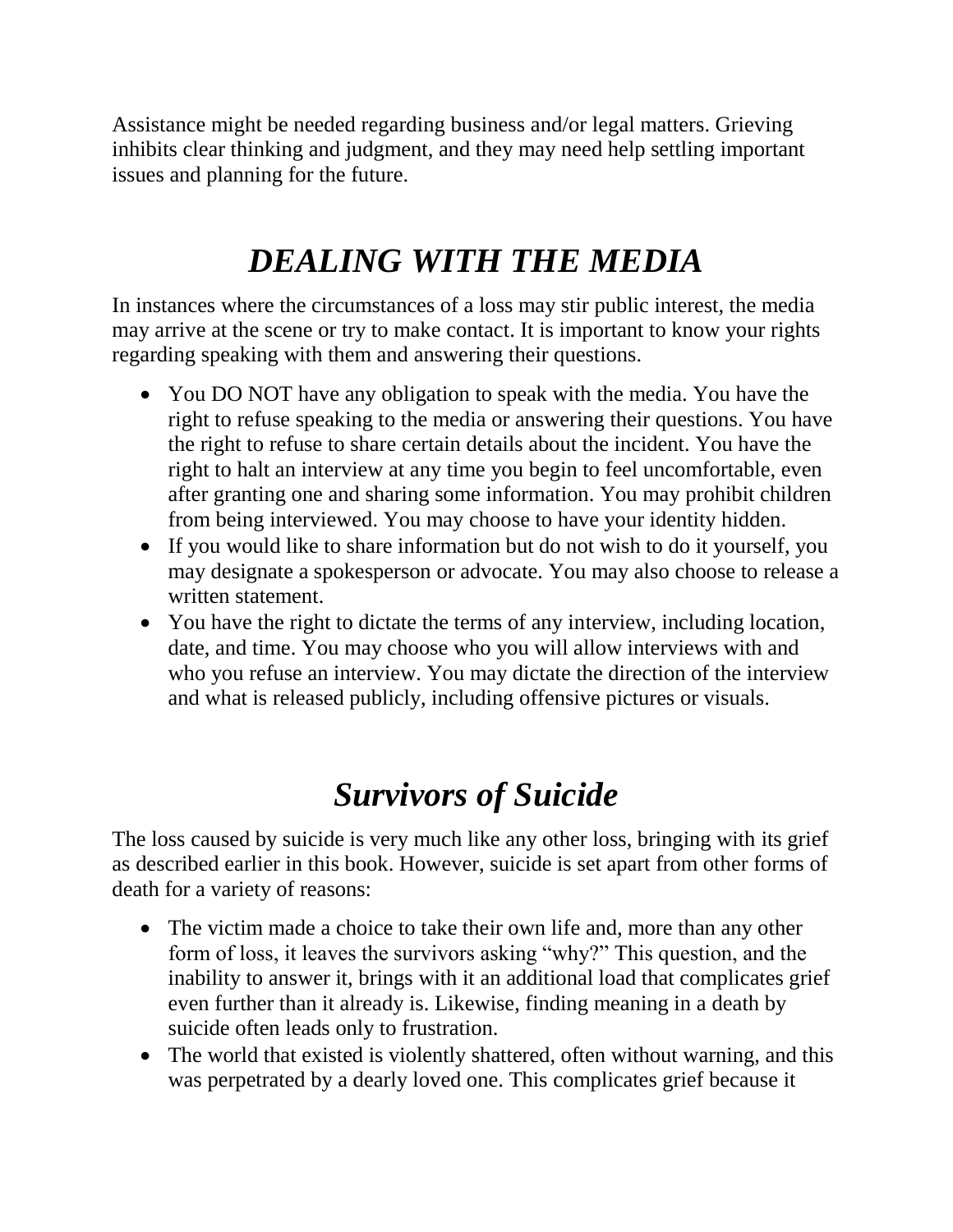Assistance might be needed regarding business and/or legal matters. Grieving inhibits clear thinking and judgment, and they may need help settling important issues and planning for the future.

# *DEALING WITH THE MEDIA*

In instances where the circumstances of a loss may stir public interest, the media may arrive at the scene or try to make contact. It is important to know your rights regarding speaking with them and answering their questions.

- You DO NOT have any obligation to speak with the media. You have the right to refuse speaking to the media or answering their questions. You have the right to refuse to share certain details about the incident. You have the right to halt an interview at any time you begin to feel uncomfortable, even after granting one and sharing some information. You may prohibit children from being interviewed. You may choose to have your identity hidden.
- If you would like to share information but do not wish to do it yourself, you may designate a spokesperson or advocate. You may also choose to release a written statement.
- You have the right to dictate the terms of any interview, including location, date, and time. You may choose who you will allow interviews with and who you refuse an interview. You may dictate the direction of the interview and what is released publicly, including offensive pictures or visuals.

# *Survivors of Suicide*

The loss caused by suicide is very much like any other loss, bringing with its grief as described earlier in this book. However, suicide is set apart from other forms of death for a variety of reasons:

- The victim made a choice to take their own life and, more than any other form of loss, it leaves the survivors asking "why?" This question, and the inability to answer it, brings with it an additional load that complicates grief even further than it already is. Likewise, finding meaning in a death by suicide often leads only to frustration.
- The world that existed is violently shattered, often without warning, and this was perpetrated by a dearly loved one. This complicates grief because it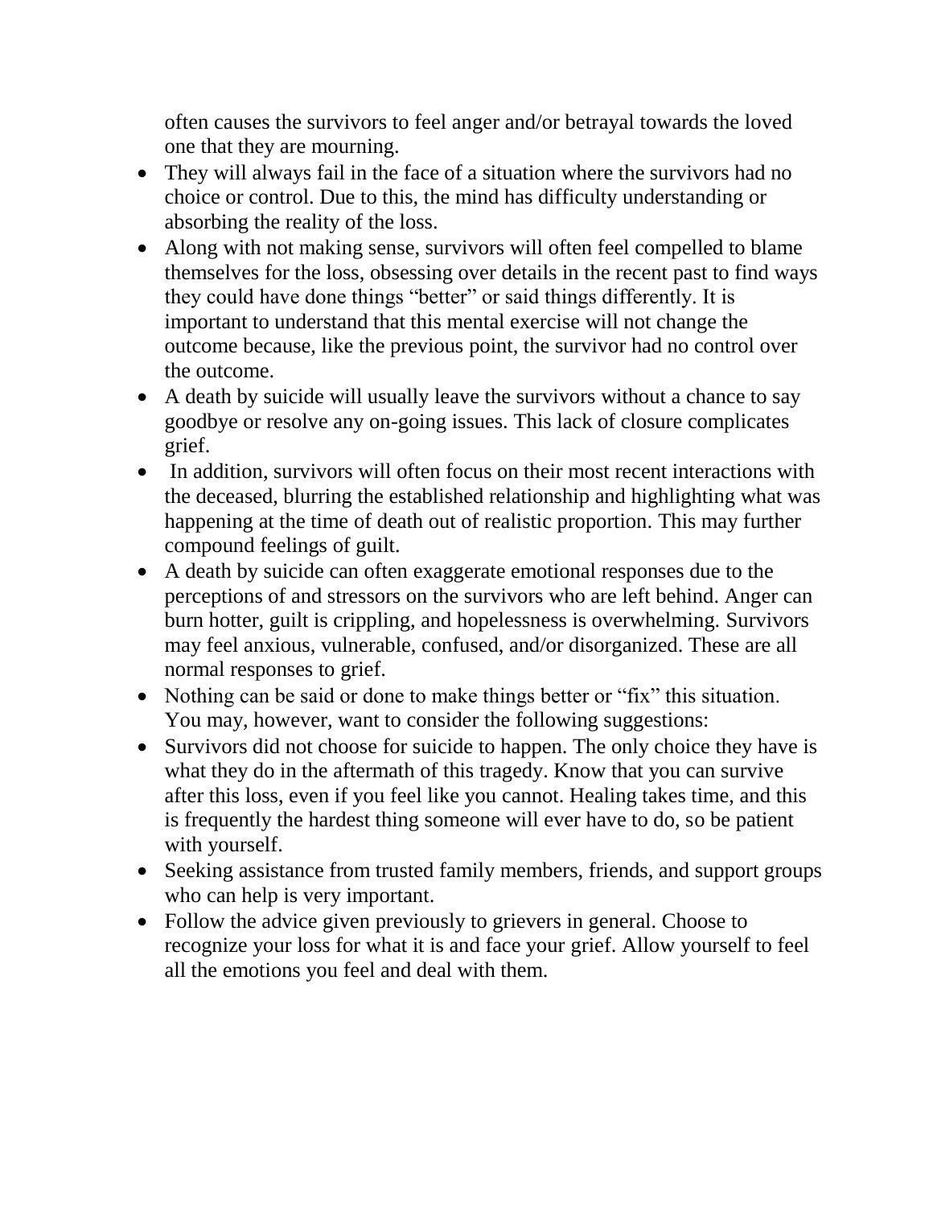often causes the survivors to feel anger and/or betrayal towards the loved one that they are mourning.

- They will always fail in the face of a situation where the survivors had no choice or control. Due to this, the mind has difficulty understanding or absorbing the reality of the loss.
- Along with not making sense, survivors will often feel compelled to blame themselves for the loss, obsessing over details in the recent past to find ways they could have done things "better" or said things differently. It is important to understand that this mental exercise will not change the outcome because, like the previous point, the survivor had no control over the outcome.
- A death by suicide will usually leave the survivors without a chance to say goodbye or resolve any on-going issues. This lack of closure complicates grief.
- In addition, survivors will often focus on their most recent interactions with the deceased, blurring the established relationship and highlighting what was happening at the time of death out of realistic proportion. This may further compound feelings of guilt.
- A death by suicide can often exaggerate emotional responses due to the perceptions of and stressors on the survivors who are left behind. Anger can burn hotter, guilt is crippling, and hopelessness is overwhelming. Survivors may feel anxious, vulnerable, confused, and/or disorganized. These are all normal responses to grief.
- Nothing can be said or done to make things better or "fix" this situation. You may, however, want to consider the following suggestions:
- Survivors did not choose for suicide to happen. The only choice they have is what they do in the aftermath of this tragedy. Know that you can survive after this loss, even if you feel like you cannot. Healing takes time, and this is frequently the hardest thing someone will ever have to do, so be patient with yourself.
- Seeking assistance from trusted family members, friends, and support groups who can help is very important.
- Follow the advice given previously to grievers in general. Choose to recognize your loss for what it is and face your grief. Allow yourself to feel all the emotions you feel and deal with them.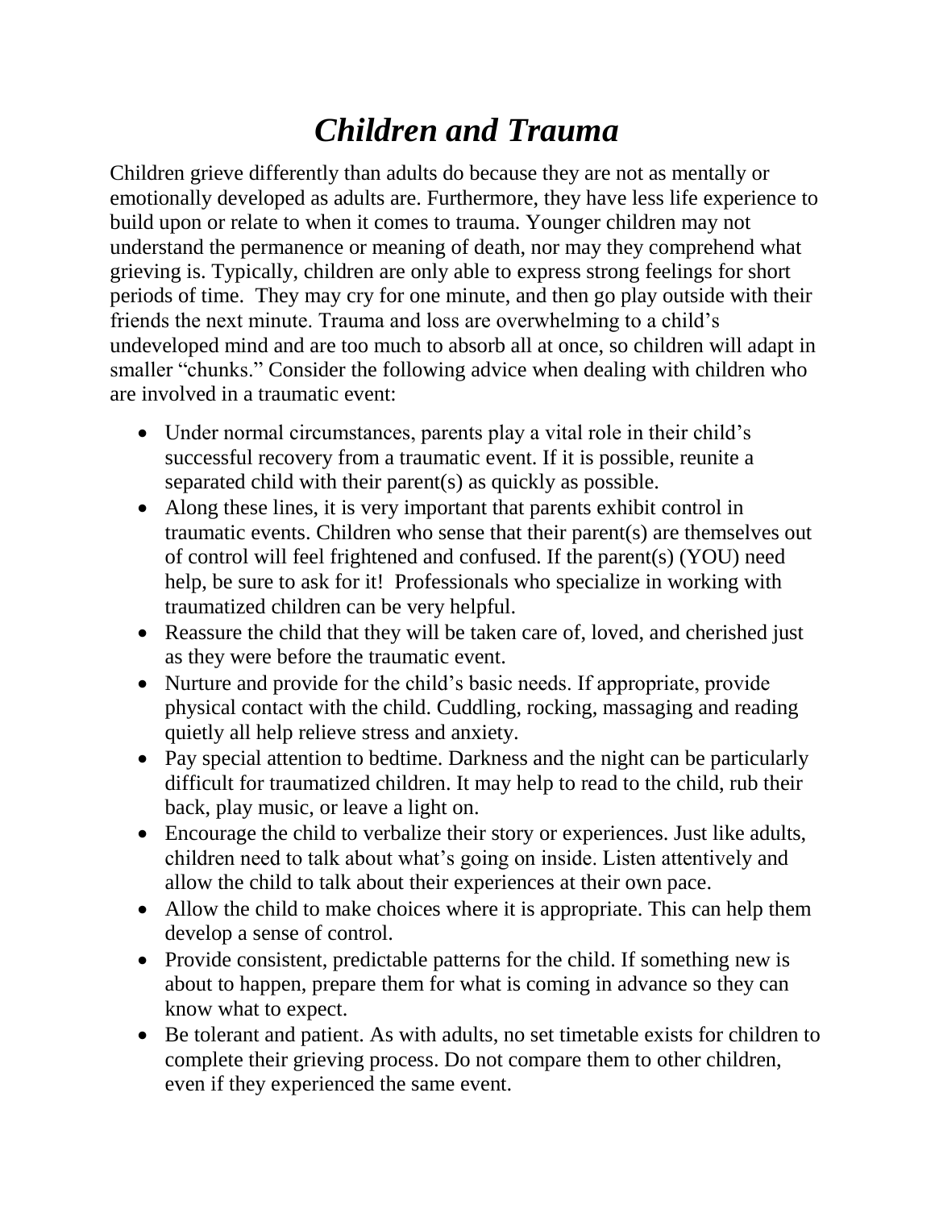# *Children and Trauma*

Children grieve differently than adults do because they are not as mentally or emotionally developed as adults are. Furthermore, they have less life experience to build upon or relate to when it comes to trauma. Younger children may not understand the permanence or meaning of death, nor may they comprehend what grieving is. Typically, children are only able to express strong feelings for short periods of time. They may cry for one minute, and then go play outside with their friends the next minute. Trauma and loss are overwhelming to a child's undeveloped mind and are too much to absorb all at once, so children will adapt in smaller "chunks." Consider the following advice when dealing with children who are involved in a traumatic event:

- Under normal circumstances, parents play a vital role in their child's successful recovery from a traumatic event. If it is possible, reunite a separated child with their parent(s) as quickly as possible.
- Along these lines, it is very important that parents exhibit control in traumatic events. Children who sense that their parent(s) are themselves out of control will feel frightened and confused. If the parent(s) (YOU) need help, be sure to ask for it! Professionals who specialize in working with traumatized children can be very helpful.
- Reassure the child that they will be taken care of, loved, and cherished just as they were before the traumatic event.
- Nurture and provide for the child's basic needs. If appropriate, provide physical contact with the child. Cuddling, rocking, massaging and reading quietly all help relieve stress and anxiety.
- Pay special attention to bedtime. Darkness and the night can be particularly difficult for traumatized children. It may help to read to the child, rub their back, play music, or leave a light on.
- Encourage the child to verbalize their story or experiences. Just like adults, children need to talk about what's going on inside. Listen attentively and allow the child to talk about their experiences at their own pace.
- Allow the child to make choices where it is appropriate. This can help them develop a sense of control.
- Provide consistent, predictable patterns for the child. If something new is about to happen, prepare them for what is coming in advance so they can know what to expect.
- Be tolerant and patient. As with adults, no set timetable exists for children to complete their grieving process. Do not compare them to other children, even if they experienced the same event.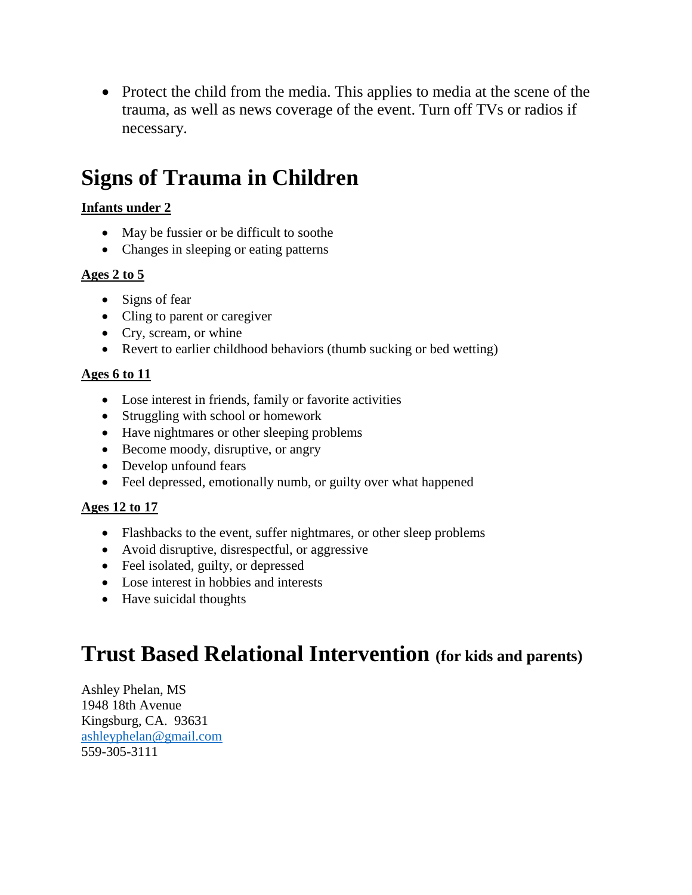- Protect the child from the media. This applies to media at the scene of the trauma, as well as news coverage of the event. Turn off TVs or radios if necessary.

# Signs of Trauma in Children

**Infants under 2**

- May be fussier or be difficult to soothe
- Changes in sleeping or eating patterns

**Ages 2 to 5**

- Signs of fear
- Cling to parent or caregiver
- Cry, scream, or whine
- Revert to earlier childhood behaviors (thumb sucking or bed wetting)

**Ages 6 to 11**

- Lose interest in friends, family or favorite activities
- Struggling with school or homework
- Have nightmares or other sleeping problems
- Become moody, disruptive, or angry
- Develop unfound fears
- Feel depressed, emotionally numb, or guilty over what happened

**Ages 12 to 17**

- Flashbacks to the event, suffer nightmares, or other sleep problems
- Avoid disruptive, disrespectful, or aggressive
- Feel isolated, guilty, or depressed
- Lose interest in hobbies and interests
- Have suicidal thoughts

# Trust Based Relational Intervention (for kids and parents)

Ashley Phelan, MS
1948 18th Avenue
Kingsburg, CA. 93631
ashleyphelan@gmail.com
559-305-3111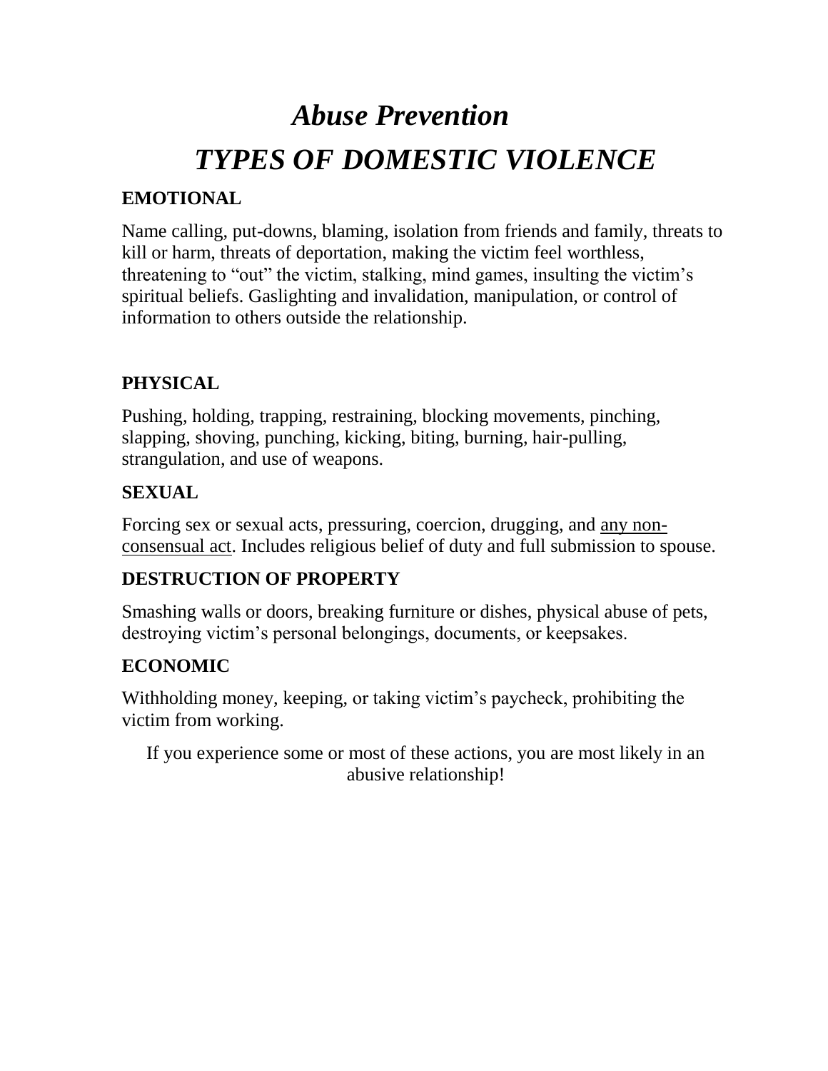# *Abuse Prevention*

# *TYPES OF DOMESTIC VIOLENCE*

### EMOTIONAL

Name calling, put-downs, blaming, isolation from friends and family, threats to kill or harm, threats of deportation, making the victim feel worthless, threatening to "out" the victim, stalking, mind games, insulting the victim's spiritual beliefs. Gaslighting and invalidation, manipulation, or control of information to others outside the relationship.

### PHYSICAL

Pushing, holding, trapping, restraining, blocking movements, pinching, slapping, shoving, punching, kicking, biting, burning, hair-pulling, strangulation, and use of weapons.

### SEXUAL

Forcing sex or sexual acts, pressuring, coercion, drugging, and <u>any non-consensual act</u>. Includes religious belief of duty and full submission to spouse.

### DESTRUCTION OF PROPERTY

Smashing walls or doors, breaking furniture or dishes, physical abuse of pets, destroying victim's personal belongings, documents, or keepsakes.

### ECONOMIC

Withholding money, keeping, or taking victim's paycheck, prohibiting the victim from working.

If you experience some or most of these actions, you are most likely in an abusive relationship!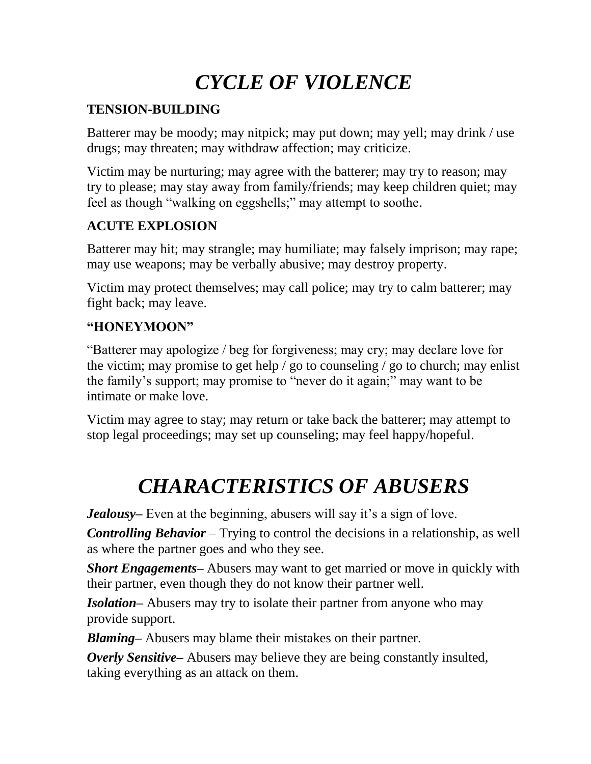# *CYCLE OF VIOLENCE*

### TENSION-BUILDING

Batterer may be moody; may nitpick; may put down; may yell; may drink / use drugs; may threaten; may withdraw affection; may criticize.

Victim may be nurturing; may agree with the batterer; may try to reason; may try to please; may stay away from family/friends; may keep children quiet; may feel as though "walking on eggshells;" may attempt to soothe.

### ACUTE EXPLOSION

Batterer may hit; may strangle; may humiliate; may falsely imprison; may rape; may use weapons; may be verbally abusive; may destroy property.

Victim may protect themselves; may call police; may try to calm batterer; may fight back; may leave.

### "HONEYMOON"

"Batterer may apologize / beg for forgiveness; may cry; may declare love for the victim; may promise to get help / go to counseling / go to church; may enlist the family's support; may promise to "never do it again;" may want to be intimate or make love.

Victim may agree to stay; may return or take back the batterer; may attempt to stop legal proceedings; may set up counseling; may feel happy/hopeful.

# *CHARACTERISTICS OF ABUSERS*

***Jealousy***– Even at the beginning, abusers will say it's a sign of love.

***Controlling Behavior*** – Trying to control the decisions in a relationship, as well as where the partner goes and who they see.

***Short Engagements***– Abusers may want to get married or move in quickly with their partner, even though they do not know their partner well.

***Isolation***– Abusers may try to isolate their partner from anyone who may provide support.

***Blaming***– Abusers may blame their mistakes on their partner.

***Overly Sensitive***– Abusers may believe they are being constantly insulted, taking everything as an attack on them.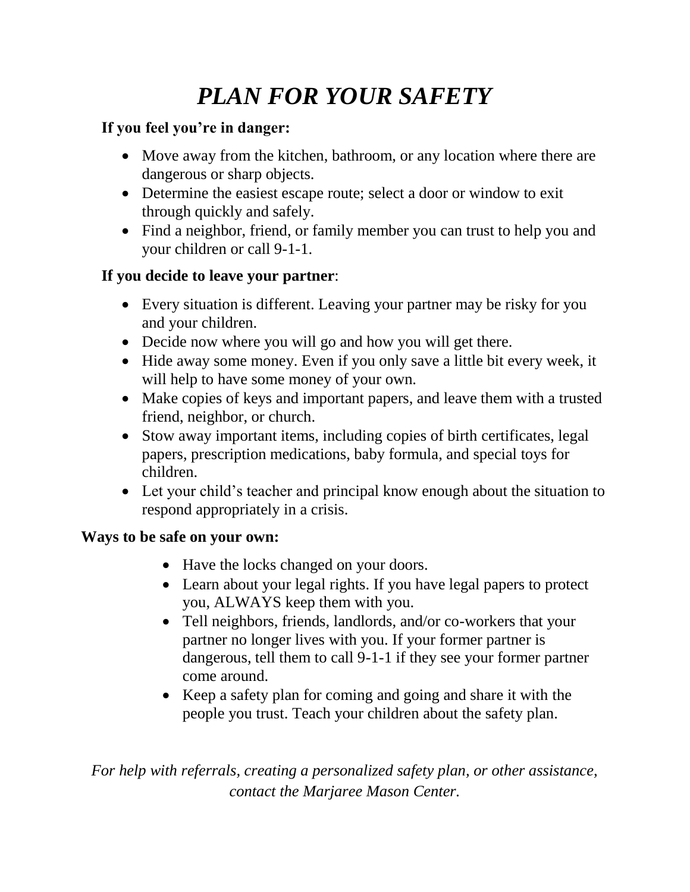# *PLAN FOR YOUR SAFETY*

**If you feel you're in danger:**

- Move away from the kitchen, bathroom, or any location where there are dangerous or sharp objects.
- Determine the easiest escape route; select a door or window to exit through quickly and safely.
- Find a neighbor, friend, or family member you can trust to help you and your children or call 9-1-1.

**If you decide to leave your partner**:

- Every situation is different. Leaving your partner may be risky for you and your children.
- Decide now where you will go and how you will get there.
- Hide away some money. Even if you only save a little bit every week, it will help to have some money of your own.
- Make copies of keys and important papers, and leave them with a trusted friend, neighbor, or church.
- Stow away important items, including copies of birth certificates, legal papers, prescription medications, baby formula, and special toys for children.
- Let your child's teacher and principal know enough about the situation to respond appropriately in a crisis.

**Ways to be safe on your own:**

- Have the locks changed on your doors.
- Learn about your legal rights. If you have legal papers to protect you, ALWAYS keep them with you.
- Tell neighbors, friends, landlords, and/or co-workers that your partner no longer lives with you. If your former partner is dangerous, tell them to call 9-1-1 if they see your former partner come around.
- Keep a safety plan for coming and going and share it with the people you trust. Teach your children about the safety plan.

*For help with referrals, creating a personalized safety plan, or other assistance, contact the Marjaree Mason Center.*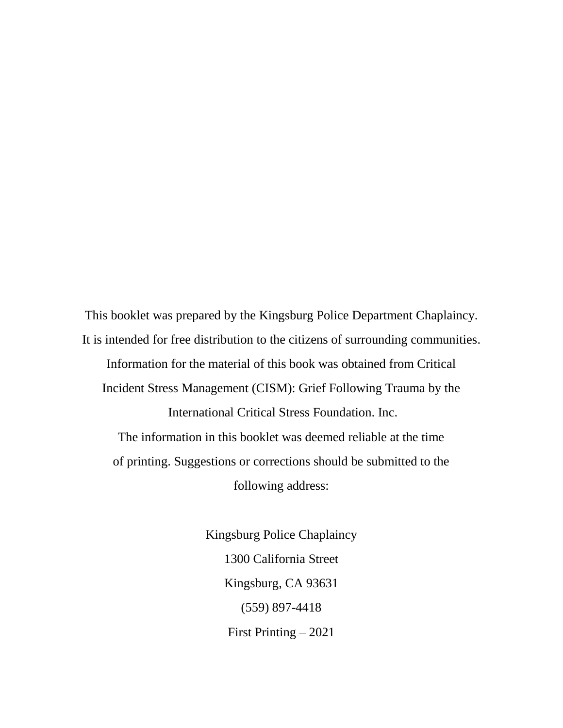This booklet was prepared by the Kingsburg Police Department Chaplaincy. It is intended for free distribution to the citizens of surrounding communities. Information for the material of this book was obtained from Critical Incident Stress Management (CISM): Grief Following Trauma by the International Critical Stress Foundation. Inc.

The information in this booklet was deemed reliable at the time of printing. Suggestions or corrections should be submitted to the following address:

Kingsburg Police Chaplaincy
1300 California Street
Kingsburg, CA 93631
(559) 897-4418
First Printing – 2021